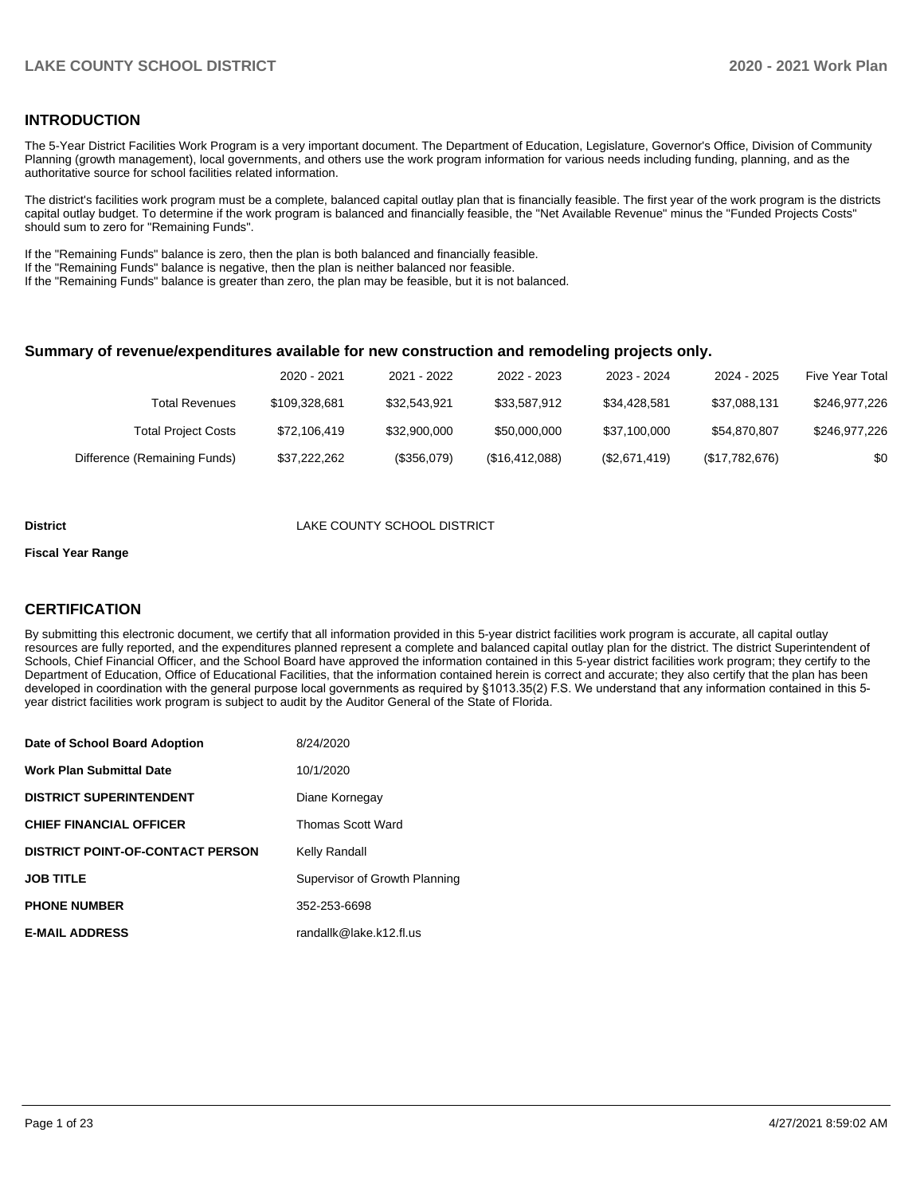## INTRODUCTION

The 5-Year District Facilities Work Program is a very important document. The Department of Education, Legislature, Governor's Office, Division of Community Planning (growth management), local governments, and others use the work program information for various needs including funding, planning, and as the authoritative source for school facilities related information.

The district's facilities work program must be a complete, balanced capital outlay plan that is financially feasible. The first year of the work program is the districts capital outlay budget. To determine if the work program is balanced and financially feasible, the "Net Available Revenue" minus the "Funded Projects Costs" should sum to zero for "Remaining Funds".

If the "Remaining Funds" balance is zero, then the plan is both balanced and financially feasible.
If the "Remaining Funds" balance is negative, then the plan is neither balanced nor feasible.
If the "Remaining Funds" balance is greater than zero, the plan may be feasible, but it is not balanced.

### Summary of revenue/expenditures available for new construction and remodeling projects only.

| | 2020 - 2021 | 2021 - 2022 | 2022 - 2023 | 2023 - 2024 | 2024 - 2025 | Five Year Total |
|---|---|---|---|---|---|---|
| Total Revenues | $109,328,681 | $32,543,921 | $33,587,912 | $34,428,581 | $37,088,131 | $246,977,226 |
| Total Project Costs | $72,106,419 | $32,900,000 | $50,000,000 | $37,100,000 | $54,870,807 | $246,977,226 |
| Difference (Remaining Funds) | $37,222,262 | ($356,079) | ($16,412,088) | ($2,671,419) | ($17,782,676) | $0 |

**District** LAKE COUNTY SCHOOL DISTRICT

**Fiscal Year Range**

## CERTIFICATION

By submitting this electronic document, we certify that all information provided in this 5-year district facilities work program is accurate, all capital outlay resources are fully reported, and the expenditures planned represent a complete and balanced capital outlay plan for the district. The district Superintendent of Schools, Chief Financial Officer, and the School Board have approved the information contained in this 5-year district facilities work program; they certify to the Department of Education, Office of Educational Facilities, that the information contained herein is correct and accurate; they also certify that the plan has been developed in coordination with the general purpose local governments as required by §1013.35(2) F.S. We understand that any information contained in this 5-year district facilities work program is subject to audit by the Auditor General of the State of Florida.

| | |
|---|---|
| **Date of School Board Adoption** | 8/24/2020 |
| **Work Plan Submittal Date** | 10/1/2020 |
| **DISTRICT SUPERINTENDENT** | Diane Kornegay |
| **CHIEF FINANCIAL OFFICER** | Thomas Scott Ward |
| **DISTRICT POINT-OF-CONTACT PERSON** | Kelly Randall |
| **JOB TITLE** | Supervisor of Growth Planning |
| **PHONE NUMBER** | 352-253-6698 |
| **E-MAIL ADDRESS** | randallk@lake.k12.fl.us |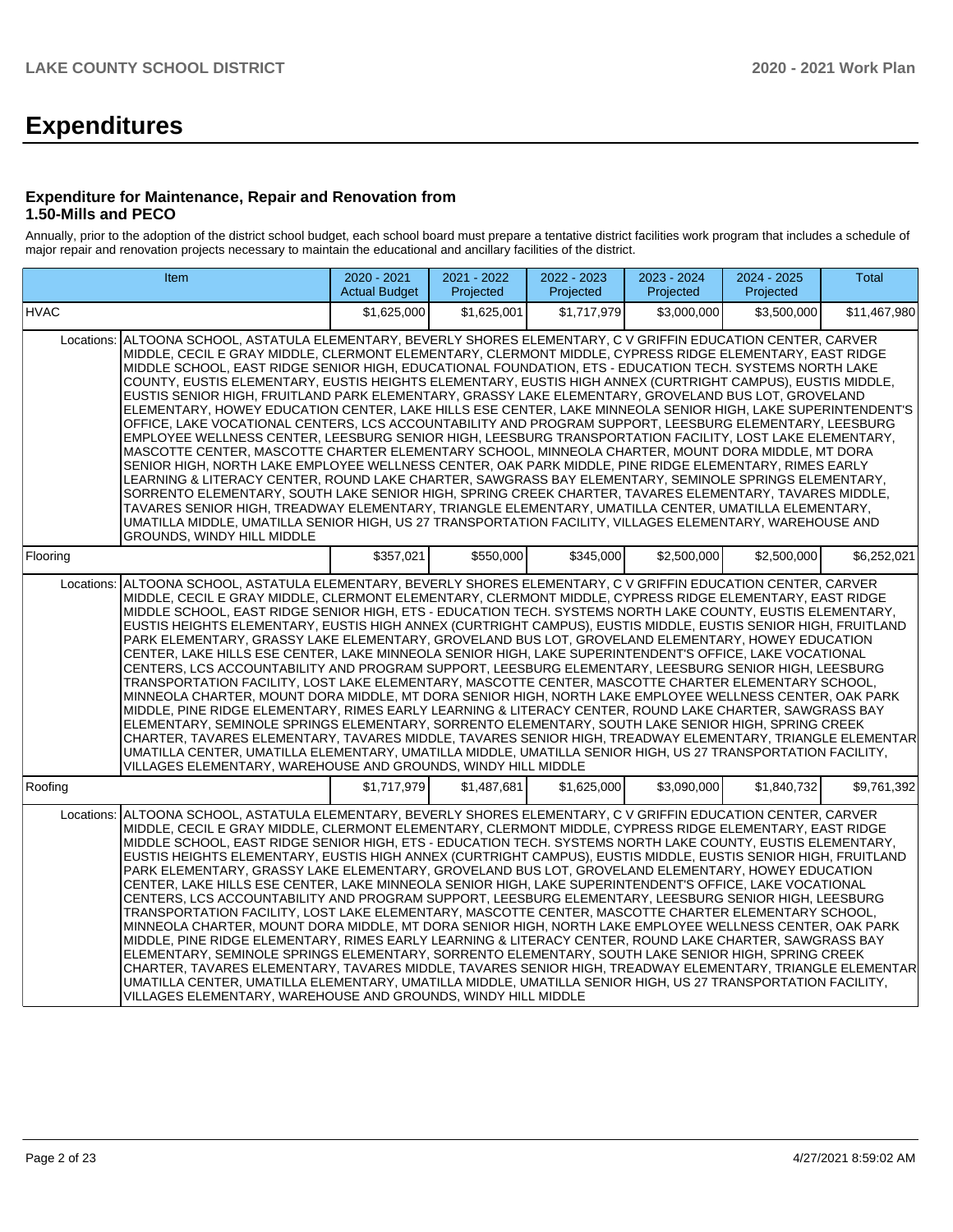# Expenditures

### Expenditure for Maintenance, Repair and Renovation from 1.50-Mills and PECO

Annually, prior to the adoption of the district school budget, each school board must prepare a tentative district facilities work program that includes a schedule of major repair and renovation projects necessary to maintain the educational and ancillary facilities of the district.

| Item | | 2020 - 2021 Actual Budget | 2021 - 2022 Projected | 2022 - 2023 Projected | 2023 - 2024 Projected | 2024 - 2025 Projected | Total |
|---|---|---|---|---|---|---|---|
| HVAC | | $1,625,000 | $1,625,001 | $1,717,979 | $3,000,000 | $3,500,000 | $11,467,980 |
| Locations: | ALTOONA SCHOOL, ASTATULA ELEMENTARY, BEVERLY SHORES ELEMENTARY, C V GRIFFIN EDUCATION CENTER, CARVER MIDDLE, CECIL E GRAY MIDDLE, CLERMONT ELEMENTARY, CLERMONT MIDDLE, CYPRESS RIDGE ELEMENTARY, EAST RIDGE MIDDLE SCHOOL, EAST RIDGE SENIOR HIGH, EDUCATIONAL FOUNDATION, ETS - EDUCATION TECH. SYSTEMS NORTH LAKE COUNTY, EUSTIS ELEMENTARY, EUSTIS HEIGHTS ELEMENTARY, EUSTIS HIGH ANNEX (CURTRIGHT CAMPUS), EUSTIS MIDDLE, EUSTIS SENIOR HIGH, FRUITLAND PARK ELEMENTARY, GRASSY LAKE ELEMENTARY, GROVELAND BUS LOT, GROVELAND ELEMENTARY, HOWEY EDUCATION CENTER, LAKE HILLS ESE CENTER, LAKE MINNEOLA SENIOR HIGH, LAKE SUPERINTENDENT'S OFFICE, LAKE VOCATIONAL CENTERS, LCS ACCOUNTABILITY AND PROGRAM SUPPORT, LEESBURG ELEMENTARY, LEESBURG EMPLOYEE WELLNESS CENTER, LEESBURG SENIOR HIGH, LEESBURG TRANSPORTATION FACILITY, LOST LAKE ELEMENTARY, MASCOTTE CENTER, MASCOTTE CHARTER ELEMENTARY SCHOOL, MINNEOLA CHARTER, MOUNT DORA MIDDLE, MT DORA SENIOR HIGH, NORTH LAKE EMPLOYEE WELLNESS CENTER, OAK PARK MIDDLE, PINE RIDGE ELEMENTARY, RIMES EARLY LEARNING & LITERACY CENTER, ROUND LAKE CHARTER, SAWGRASS BAY ELEMENTARY, SEMINOLE SPRINGS ELEMENTARY, SORRENTO ELEMENTARY, SOUTH LAKE SENIOR HIGH, SPRING CREEK CHARTER, TAVARES ELEMENTARY, TAVARES MIDDLE, TAVARES SENIOR HIGH, TREADWAY ELEMENTARY, TRIANGLE ELEMENTARY, UMATILLA CENTER, UMATILLA ELEMENTARY, UMATILLA MIDDLE, UMATILLA SENIOR HIGH, US 27 TRANSPORTATION FACILITY, VILLAGES ELEMENTARY, WAREHOUSE AND GROUNDS, WINDY HILL MIDDLE | | | | | | |
| Flooring | | $357,021 | $550,000 | $345,000 | $2,500,000 | $2,500,000 | $6,252,021 |
| Locations: | ALTOONA SCHOOL, ASTATULA ELEMENTARY, BEVERLY SHORES ELEMENTARY, C V GRIFFIN EDUCATION CENTER, CARVER MIDDLE, CECIL E GRAY MIDDLE, CLERMONT ELEMENTARY, CLERMONT MIDDLE, CYPRESS RIDGE ELEMENTARY, EAST RIDGE MIDDLE SCHOOL, EAST RIDGE SENIOR HIGH, ETS - EDUCATION TECH. SYSTEMS NORTH LAKE COUNTY, EUSTIS ELEMENTARY, EUSTIS HEIGHTS ELEMENTARY, EUSTIS HIGH ANNEX (CURTRIGHT CAMPUS), EUSTIS MIDDLE, EUSTIS SENIOR HIGH, FRUITLAND PARK ELEMENTARY, GRASSY LAKE ELEMENTARY, GROVELAND BUS LOT, GROVELAND ELEMENTARY, HOWEY EDUCATION CENTER, LAKE HILLS ESE CENTER, LAKE MINNEOLA SENIOR HIGH, LAKE SUPERINTENDENT'S OFFICE, LAKE VOCATIONAL CENTERS, LCS ACCOUNTABILITY AND PROGRAM SUPPORT, LEESBURG ELEMENTARY, LEESBURG SENIOR HIGH, LEESBURG TRANSPORTATION FACILITY, LOST LAKE ELEMENTARY, MASCOTTE CENTER, MASCOTTE CHARTER ELEMENTARY SCHOOL, MINNEOLA CHARTER, MOUNT DORA MIDDLE, MT DORA SENIOR HIGH, NORTH LAKE EMPLOYEE WELLNESS CENTER, OAK PARK MIDDLE, PINE RIDGE ELEMENTARY, RIMES EARLY LEARNING & LITERACY CENTER, ROUND LAKE CHARTER, SAWGRASS BAY ELEMENTARY, SEMINOLE SPRINGS ELEMENTARY, SORRENTO ELEMENTARY, SOUTH LAKE SENIOR HIGH, SPRING CREEK CHARTER, TAVARES ELEMENTARY, TAVARES MIDDLE, TAVARES SENIOR HIGH, TREADWAY ELEMENTARY, TRIANGLE ELEMENTAR UMATILLA CENTER, UMATILLA ELEMENTARY, UMATILLA MIDDLE, UMATILLA SENIOR HIGH, US 27 TRANSPORTATION FACILITY, VILLAGES ELEMENTARY, WAREHOUSE AND GROUNDS, WINDY HILL MIDDLE | | | | | | |
| Roofing | | $1,717,979 | $1,487,681 | $1,625,000 | $3,090,000 | $1,840,732 | $9,761,392 |
| Locations: | ALTOONA SCHOOL, ASTATULA ELEMENTARY, BEVERLY SHORES ELEMENTARY, C V GRIFFIN EDUCATION CENTER, CARVER MIDDLE, CECIL E GRAY MIDDLE, CLERMONT ELEMENTARY, CLERMONT MIDDLE, CYPRESS RIDGE ELEMENTARY, EAST RIDGE MIDDLE SCHOOL, EAST RIDGE SENIOR HIGH, ETS - EDUCATION TECH. SYSTEMS NORTH LAKE COUNTY, EUSTIS ELEMENTARY, EUSTIS HEIGHTS ELEMENTARY, EUSTIS HIGH ANNEX (CURTRIGHT CAMPUS), EUSTIS MIDDLE, EUSTIS SENIOR HIGH, FRUITLAND PARK ELEMENTARY, GRASSY LAKE ELEMENTARY, GROVELAND BUS LOT, GROVELAND ELEMENTARY, HOWEY EDUCATION CENTER, LAKE HILLS ESE CENTER, LAKE MINNEOLA SENIOR HIGH, LAKE SUPERINTENDENT'S OFFICE, LAKE VOCATIONAL CENTERS, LCS ACCOUNTABILITY AND PROGRAM SUPPORT, LEESBURG ELEMENTARY, LEESBURG SENIOR HIGH, LEESBURG TRANSPORTATION FACILITY, LOST LAKE ELEMENTARY, MASCOTTE CENTER, MASCOTTE CHARTER ELEMENTARY SCHOOL, MINNEOLA CHARTER, MOUNT DORA MIDDLE, MT DORA SENIOR HIGH, NORTH LAKE EMPLOYEE WELLNESS CENTER, OAK PARK MIDDLE, PINE RIDGE ELEMENTARY, RIMES EARLY LEARNING & LITERACY CENTER, ROUND LAKE CHARTER, SAWGRASS BAY ELEMENTARY, SEMINOLE SPRINGS ELEMENTARY, SORRENTO ELEMENTARY, SOUTH LAKE SENIOR HIGH, SPRING CREEK CHARTER, TAVARES ELEMENTARY, TAVARES MIDDLE, TAVARES SENIOR HIGH, TREADWAY ELEMENTARY, TRIANGLE ELEMENTAR UMATILLA CENTER, UMATILLA ELEMENTARY, UMATILLA MIDDLE, UMATILLA SENIOR HIGH, US 27 TRANSPORTATION FACILITY, VILLAGES ELEMENTARY, WAREHOUSE AND GROUNDS, WINDY HILL MIDDLE | | | | | | |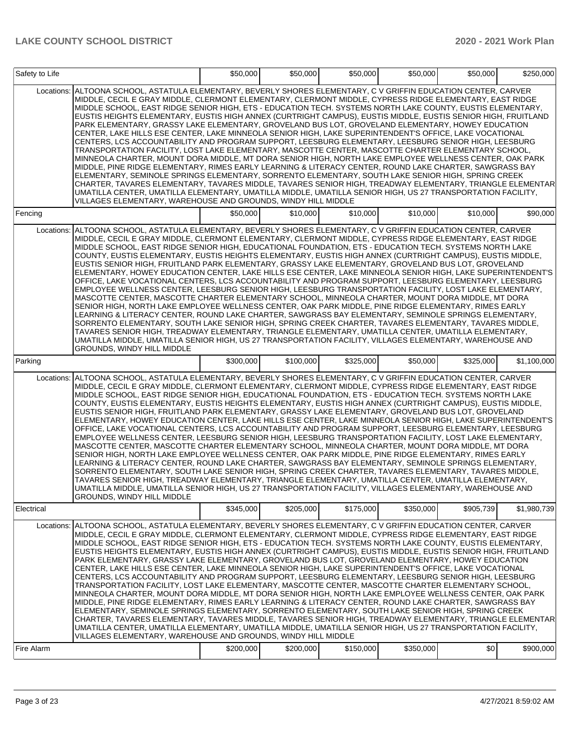| | | | | | | |
|---|---|---|---|---|---|---|
| Safety to Life | | $50,000 | $50,000 | $50,000 | $50,000 | $50,000 | $250,000 |
| Locations: | ALTOONA SCHOOL, ASTATULA ELEMENTARY, BEVERLY SHORES ELEMENTARY, C V GRIFFIN EDUCATION CENTER, CARVER MIDDLE, CECIL E GRAY MIDDLE, CLERMONT ELEMENTARY, CLERMONT MIDDLE, CYPRESS RIDGE ELEMENTARY, EAST RIDGE MIDDLE SCHOOL, EAST RIDGE SENIOR HIGH, ETS - EDUCATION TECH. SYSTEMS NORTH LAKE COUNTY, EUSTIS ELEMENTARY, EUSTIS HEIGHTS ELEMENTARY, EUSTIS HIGH ANNEX (CURTRIGHT CAMPUS), EUSTIS MIDDLE, EUSTIS SENIOR HIGH, FRUITLAND PARK ELEMENTARY, GRASSY LAKE ELEMENTARY, GROVELAND BUS LOT, GROVELAND ELEMENTARY, HOWEY EDUCATION CENTER, LAKE HILLS ESE CENTER, LAKE MINNEOLA SENIOR HIGH, LAKE SUPERINTENDENT'S OFFICE, LAKE VOCATIONAL CENTERS, LCS ACCOUNTABILITY AND PROGRAM SUPPORT, LEESBURG ELEMENTARY, LEESBURG SENIOR HIGH, LEESBURG TRANSPORTATION FACILITY, LOST LAKE ELEMENTARY, MASCOTTE CENTER, MASCOTTE CHARTER ELEMENTARY SCHOOL, MINNEOLA CHARTER, MOUNT DORA MIDDLE, MT DORA SENIOR HIGH, NORTH LAKE EMPLOYEE WELLNESS CENTER, OAK PARK MIDDLE, PINE RIDGE ELEMENTARY, RIMES EARLY LEARNING & LITERACY CENTER, ROUND LAKE CHARTER, SAWGRASS BAY ELEMENTARY, SEMINOLE SPRINGS ELEMENTARY, SORRENTO ELEMENTARY, SOUTH LAKE SENIOR HIGH, SPRING CREEK CHARTER, TAVARES ELEMENTARY, TAVARES MIDDLE, TAVARES SENIOR HIGH, TREADWAY ELEMENTARY, TRIANGLE ELEMENTAR UMATILLA CENTER, UMATILLA ELEMENTARY, UMATILLA MIDDLE, UMATILLA SENIOR HIGH, US 27 TRANSPORTATION FACILITY, VILLAGES ELEMENTARY, WAREHOUSE AND GROUNDS, WINDY HILL MIDDLE | | | | | | |
| Fencing | | $50,000 | $10,000 | $10,000 | $10,000 | $10,000 | $90,000 |
| Locations: | ALTOONA SCHOOL, ASTATULA ELEMENTARY, BEVERLY SHORES ELEMENTARY, C V GRIFFIN EDUCATION CENTER, CARVER MIDDLE, CECIL E GRAY MIDDLE, CLERMONT ELEMENTARY, CLERMONT MIDDLE, CYPRESS RIDGE ELEMENTARY, EAST RIDGE MIDDLE SCHOOL, EAST RIDGE SENIOR HIGH, EDUCATIONAL FOUNDATION, ETS - EDUCATION TECH. SYSTEMS NORTH LAKE COUNTY, EUSTIS ELEMENTARY, EUSTIS HEIGHTS ELEMENTARY, EUSTIS HIGH ANNEX (CURTRIGHT CAMPUS), EUSTIS MIDDLE, EUSTIS SENIOR HIGH, FRUITLAND PARK ELEMENTARY, GRASSY LAKE ELEMENTARY, GROVELAND BUS LOT, GROVELAND ELEMENTARY, HOWEY EDUCATION CENTER, LAKE HILLS ESE CENTER, LAKE MINNEOLA SENIOR HIGH, LAKE SUPERINTENDENT'S OFFICE, LAKE VOCATIONAL CENTERS, LCS ACCOUNTABILITY AND PROGRAM SUPPORT, LEESBURG ELEMENTARY, LEESBURG EMPLOYEE WELLNESS CENTER, LEESBURG SENIOR HIGH, LEESBURG TRANSPORTATION FACILITY, LOST LAKE ELEMENTARY, MASCOTTE CENTER, MASCOTTE CHARTER ELEMENTARY SCHOOL, MINNEOLA CHARTER, MOUNT DORA MIDDLE, MT DORA SENIOR HIGH, NORTH LAKE EMPLOYEE WELLNESS CENTER, OAK PARK MIDDLE, PINE RIDGE ELEMENTARY, RIMES EARLY LEARNING & LITERACY CENTER, ROUND LAKE CHARTER, SAWGRASS BAY ELEMENTARY, SEMINOLE SPRINGS ELEMENTARY, SORRENTO ELEMENTARY, SOUTH LAKE SENIOR HIGH, SPRING CREEK CHARTER, TAVARES ELEMENTARY, TAVARES MIDDLE, TAVARES SENIOR HIGH, TREADWAY ELEMENTARY, TRIANGLE ELEMENTARY, UMATILLA CENTER, UMATILLA ELEMENTARY, UMATILLA MIDDLE, UMATILLA SENIOR HIGH, US 27 TRANSPORTATION FACILITY, VILLAGES ELEMENTARY, WAREHOUSE AND GROUNDS, WINDY HILL MIDDLE | | | | | | |
| Parking | | $300,000 | $100,000 | $325,000 | $50,000 | $325,000 | $1,100,000 |
| Locations: | ALTOONA SCHOOL, ASTATULA ELEMENTARY, BEVERLY SHORES ELEMENTARY, C V GRIFFIN EDUCATION CENTER, CARVER MIDDLE, CECIL E GRAY MIDDLE, CLERMONT ELEMENTARY, CLERMONT MIDDLE, CYPRESS RIDGE ELEMENTARY, EAST RIDGE MIDDLE SCHOOL, EAST RIDGE SENIOR HIGH, EDUCATIONAL FOUNDATION, ETS - EDUCATION TECH. SYSTEMS NORTH LAKE COUNTY, EUSTIS ELEMENTARY, EUSTIS HEIGHTS ELEMENTARY, EUSTIS HIGH ANNEX (CURTRIGHT CAMPUS), EUSTIS MIDDLE, EUSTIS SENIOR HIGH, FRUITLAND PARK ELEMENTARY, GRASSY LAKE ELEMENTARY, GROVELAND BUS LOT, GROVELAND ELEMENTARY, HOWEY EDUCATION CENTER, LAKE HILLS ESE CENTER, LAKE MINNEOLA SENIOR HIGH, LAKE SUPERINTENDENT'S OFFICE, LAKE VOCATIONAL CENTERS, LCS ACCOUNTABILITY AND PROGRAM SUPPORT, LEESBURG ELEMENTARY, LEESBURG EMPLOYEE WELLNESS CENTER, LEESBURG SENIOR HIGH, LEESBURG TRANSPORTATION FACILITY, LOST LAKE ELEMENTARY, MASCOTTE CENTER, MASCOTTE CHARTER ELEMENTARY SCHOOL, MINNEOLA CHARTER, MOUNT DORA MIDDLE, MT DORA SENIOR HIGH, NORTH LAKE EMPLOYEE WELLNESS CENTER, OAK PARK MIDDLE, PINE RIDGE ELEMENTARY, RIMES EARLY LEARNING & LITERACY CENTER, ROUND LAKE CHARTER, SAWGRASS BAY ELEMENTARY, SEMINOLE SPRINGS ELEMENTARY, SORRENTO ELEMENTARY, SOUTH LAKE SENIOR HIGH, SPRING CREEK CHARTER, TAVARES ELEMENTARY, TAVARES MIDDLE, TAVARES SENIOR HIGH, TREADWAY ELEMENTARY, TRIANGLE ELEMENTARY, UMATILLA CENTER, UMATILLA ELEMENTARY, UMATILLA MIDDLE, UMATILLA SENIOR HIGH, US 27 TRANSPORTATION FACILITY, VILLAGES ELEMENTARY, WAREHOUSE AND GROUNDS, WINDY HILL MIDDLE | | | | | | |
| Electrical | | $345,000 | $205,000 | $175,000 | $350,000 | $905,739 | $1,980,739 |
| Locations: | ALTOONA SCHOOL, ASTATULA ELEMENTARY, BEVERLY SHORES ELEMENTARY, C V GRIFFIN EDUCATION CENTER, CARVER MIDDLE, CECIL E GRAY MIDDLE, CLERMONT ELEMENTARY, CLERMONT MIDDLE, CYPRESS RIDGE ELEMENTARY, EAST RIDGE MIDDLE SCHOOL, EAST RIDGE SENIOR HIGH, ETS - EDUCATION TECH. SYSTEMS NORTH LAKE COUNTY, EUSTIS ELEMENTARY, EUSTIS HEIGHTS ELEMENTARY, EUSTIS HIGH ANNEX (CURTRIGHT CAMPUS), EUSTIS MIDDLE, EUSTIS SENIOR HIGH, FRUITLAND PARK ELEMENTARY, GRASSY LAKE ELEMENTARY, GROVELAND BUS LOT, GROVELAND ELEMENTARY, HOWEY EDUCATION CENTER, LAKE HILLS ESE CENTER, LAKE MINNEOLA SENIOR HIGH, LAKE SUPERINTENDENT'S OFFICE, LAKE VOCATIONAL CENTERS, LCS ACCOUNTABILITY AND PROGRAM SUPPORT, LEESBURG ELEMENTARY, LEESBURG SENIOR HIGH, LEESBURG TRANSPORTATION FACILITY, LOST LAKE ELEMENTARY, MASCOTTE CENTER, MASCOTTE CHARTER ELEMENTARY SCHOOL, MINNEOLA CHARTER, MOUNT DORA MIDDLE, MT DORA SENIOR HIGH, NORTH LAKE EMPLOYEE WELLNESS CENTER, OAK PARK MIDDLE, PINE RIDGE ELEMENTARY, RIMES EARLY LEARNING & LITERACY CENTER, ROUND LAKE CHARTER, SAWGRASS BAY ELEMENTARY, SEMINOLE SPRINGS ELEMENTARY, SORRENTO ELEMENTARY, SOUTH LAKE SENIOR HIGH, SPRING CREEK CHARTER, TAVARES ELEMENTARY, TAVARES MIDDLE, TAVARES SENIOR HIGH, TREADWAY ELEMENTARY, TRIANGLE ELEMENTAR UMATILLA CENTER, UMATILLA ELEMENTARY, UMATILLA MIDDLE, UMATILLA SENIOR HIGH, US 27 TRANSPORTATION FACILITY, VILLAGES ELEMENTARY, WAREHOUSE AND GROUNDS, WINDY HILL MIDDLE | | | | | | |
| Fire Alarm | | $200,000 | $200,000 | $150,000 | $350,000 | $0 | $900,000 |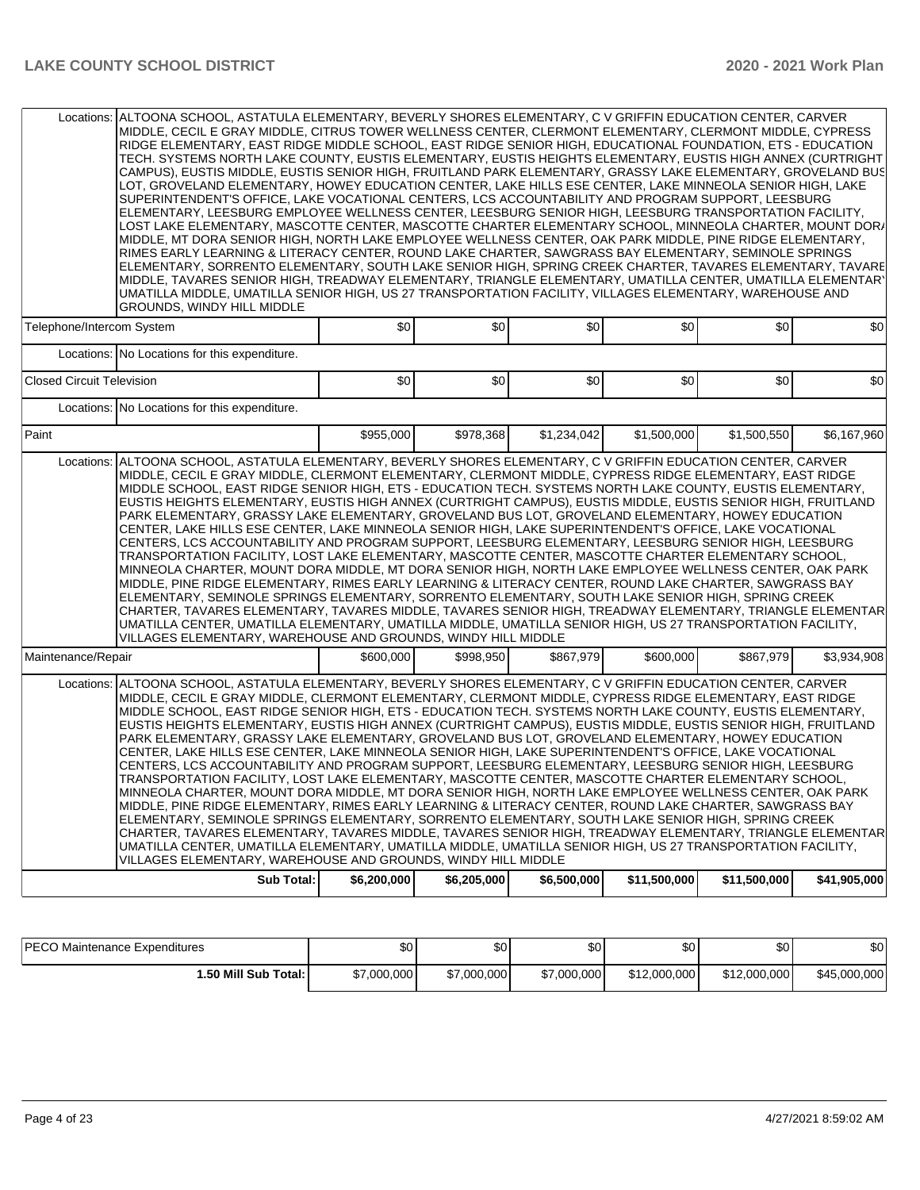| | | | | | | |
|---|---|---|---|---|---|---|
| Locations: | ALTOONA SCHOOL, ASTATULA ELEMENTARY, BEVERLY SHORES ELEMENTARY, C V GRIFFIN EDUCATION CENTER, CARVER MIDDLE, CECIL E GRAY MIDDLE, CITRUS TOWER WELLNESS CENTER, CLERMONT ELEMENTARY, CLERMONT MIDDLE, CYPRESS RIDGE ELEMENTARY, EAST RIDGE MIDDLE SCHOOL, EAST RIDGE SENIOR HIGH, EDUCATIONAL FOUNDATION, ETS - EDUCATION TECH. SYSTEMS NORTH LAKE COUNTY, EUSTIS ELEMENTARY, EUSTIS HEIGHTS ELEMENTARY, EUSTIS HIGH ANNEX (CURTRIGHT CAMPUS), EUSTIS MIDDLE, EUSTIS SENIOR HIGH, FRUITLAND PARK ELEMENTARY, GRASSY LAKE ELEMENTARY, GROVELAND BUS LOT, GROVELAND ELEMENTARY, HOWEY EDUCATION CENTER, LAKE HILLS ESE CENTER, LAKE MINNEOLA SENIOR HIGH, LAKE SUPERINTENDENT'S OFFICE, LAKE VOCATIONAL CENTERS, LCS ACCOUNTABILITY AND PROGRAM SUPPORT, LEESBURG ELEMENTARY, LEESBURG EMPLOYEE WELLNESS CENTER, LEESBURG SENIOR HIGH, LEESBURG TRANSPORTATION FACILITY, LOST LAKE ELEMENTARY, MASCOTTE CENTER, MASCOTTE CHARTER ELEMENTARY SCHOOL, MINNEOLA CHARTER, MOUNT DORA MIDDLE, MT DORA SENIOR HIGH, NORTH LAKE EMPLOYEE WELLNESS CENTER, OAK PARK MIDDLE, PINE RIDGE ELEMENTARY, RIMES EARLY LEARNING & LITERACY CENTER, ROUND LAKE CHARTER, SAWGRASS BAY ELEMENTARY, SEMINOLE SPRINGS ELEMENTARY, SORRENTO ELEMENTARY, SOUTH LAKE SENIOR HIGH, SPRING CREEK CHARTER, TAVARES ELEMENTARY, TAVARES MIDDLE, TAVARES SENIOR HIGH, TREADWAY ELEMENTARY, TRIANGLE ELEMENTARY, UMATILLA CENTER, UMATILLA ELEMENTARY, UMATILLA MIDDLE, UMATILLA SENIOR HIGH, US 27 TRANSPORTATION FACILITY, VILLAGES ELEMENTARY, WAREHOUSE AND GROUNDS, WINDY HILL MIDDLE | | | | | |
| Telephone/Intercom System | | $0 | $0 | $0 | $0 | $0 | $0 |
| Locations: | No Locations for this expenditure. | | | | | |
| Closed Circuit Television | | $0 | $0 | $0 | $0 | $0 | $0 |
| Locations: | No Locations for this expenditure. | | | | | |
| Paint | | $955,000 | $978,368 | $1,234,042 | $1,500,000 | $1,500,550 | $6,167,960 |
| Locations: | ALTOONA SCHOOL, ASTATULA ELEMENTARY, BEVERLY SHORES ELEMENTARY, C V GRIFFIN EDUCATION CENTER, CARVER MIDDLE, CECIL E GRAY MIDDLE, CLERMONT ELEMENTARY, CLERMONT MIDDLE, CYPRESS RIDGE ELEMENTARY, EAST RIDGE MIDDLE SCHOOL, EAST RIDGE SENIOR HIGH, ETS - EDUCATION TECH. SYSTEMS NORTH LAKE COUNTY, EUSTIS ELEMENTARY, EUSTIS HEIGHTS ELEMENTARY, EUSTIS HIGH ANNEX (CURTRIGHT CAMPUS), EUSTIS MIDDLE, EUSTIS SENIOR HIGH, FRUITLAND PARK ELEMENTARY, GRASSY LAKE ELEMENTARY, GROVELAND BUS LOT, GROVELAND ELEMENTARY, HOWEY EDUCATION CENTER, LAKE HILLS ESE CENTER, LAKE MINNEOLA SENIOR HIGH, LAKE SUPERINTENDENT'S OFFICE, LAKE VOCATIONAL CENTERS, LCS ACCOUNTABILITY AND PROGRAM SUPPORT, LEESBURG ELEMENTARY, LEESBURG SENIOR HIGH, LEESBURG TRANSPORTATION FACILITY, LOST LAKE ELEMENTARY, MASCOTTE CENTER, MASCOTTE CHARTER ELEMENTARY SCHOOL, MINNEOLA CHARTER, MOUNT DORA MIDDLE, MT DORA SENIOR HIGH, NORTH LAKE EMPLOYEE WELLNESS CENTER, OAK PARK MIDDLE, PINE RIDGE ELEMENTARY, RIMES EARLY LEARNING & LITERACY CENTER, ROUND LAKE CHARTER, SAWGRASS BAY ELEMENTARY, SEMINOLE SPRINGS ELEMENTARY, SORRENTO ELEMENTARY, SOUTH LAKE SENIOR HIGH, SPRING CREEK CHARTER, TAVARES ELEMENTARY, TAVARES MIDDLE, TAVARES SENIOR HIGH, TREADWAY ELEMENTARY, TRIANGLE ELEMENTARY, UMATILLA CENTER, UMATILLA ELEMENTARY, UMATILLA MIDDLE, UMATILLA SENIOR HIGH, US 27 TRANSPORTATION FACILITY, VILLAGES ELEMENTARY, WAREHOUSE AND GROUNDS, WINDY HILL MIDDLE | | | | | |
| Maintenance/Repair | | $600,000 | $998,950 | $867,979 | $600,000 | $867,979 | $3,934,908 |
| Locations: | ALTOONA SCHOOL, ASTATULA ELEMENTARY, BEVERLY SHORES ELEMENTARY, C V GRIFFIN EDUCATION CENTER, CARVER MIDDLE, CECIL E GRAY MIDDLE, CLERMONT ELEMENTARY, CLERMONT MIDDLE, CYPRESS RIDGE ELEMENTARY, EAST RIDGE MIDDLE SCHOOL, EAST RIDGE SENIOR HIGH, ETS - EDUCATION TECH. SYSTEMS NORTH LAKE COUNTY, EUSTIS ELEMENTARY, EUSTIS HEIGHTS ELEMENTARY, EUSTIS HIGH ANNEX (CURTRIGHT CAMPUS), EUSTIS MIDDLE, EUSTIS SENIOR HIGH, FRUITLAND PARK ELEMENTARY, GRASSY LAKE ELEMENTARY, GROVELAND BUS LOT, GROVELAND ELEMENTARY, HOWEY EDUCATION CENTER, LAKE HILLS ESE CENTER, LAKE MINNEOLA SENIOR HIGH, LAKE SUPERINTENDENT'S OFFICE, LAKE VOCATIONAL CENTERS, LCS ACCOUNTABILITY AND PROGRAM SUPPORT, LEESBURG ELEMENTARY, LEESBURG SENIOR HIGH, LEESBURG TRANSPORTATION FACILITY, LOST LAKE ELEMENTARY, MASCOTTE CENTER, MASCOTTE CHARTER ELEMENTARY SCHOOL, MINNEOLA CHARTER, MOUNT DORA MIDDLE, MT DORA SENIOR HIGH, NORTH LAKE EMPLOYEE WELLNESS CENTER, OAK PARK MIDDLE, PINE RIDGE ELEMENTARY, RIMES EARLY LEARNING & LITERACY CENTER, ROUND LAKE CHARTER, SAWGRASS BAY ELEMENTARY, SEMINOLE SPRINGS ELEMENTARY, SORRENTO ELEMENTARY, SOUTH LAKE SENIOR HIGH, SPRING CREEK CHARTER, TAVARES ELEMENTARY, TAVARES MIDDLE, TAVARES SENIOR HIGH, TREADWAY ELEMENTARY, TRIANGLE ELEMENTARY, UMATILLA CENTER, UMATILLA ELEMENTARY, UMATILLA MIDDLE, UMATILLA SENIOR HIGH, US 27 TRANSPORTATION FACILITY, VILLAGES ELEMENTARY, WAREHOUSE AND GROUNDS, WINDY HILL MIDDLE | | | | | |
| | **Sub Total:** | **$6,200,000** | **$6,205,000** | **$6,500,000** | **$11,500,000** | **$11,500,000** | **$41,905,000** |

| | | | | | | |
|---|---|---|---|---|---|---|
| PECO Maintenance Expenditures | $0 | $0 | $0 | $0 | $0 | $0 |
| **1.50 Mill Sub Total:** | $7,000,000 | $7,000,000 | $7,000,000 | $12,000,000 | $12,000,000 | $45,000,000 |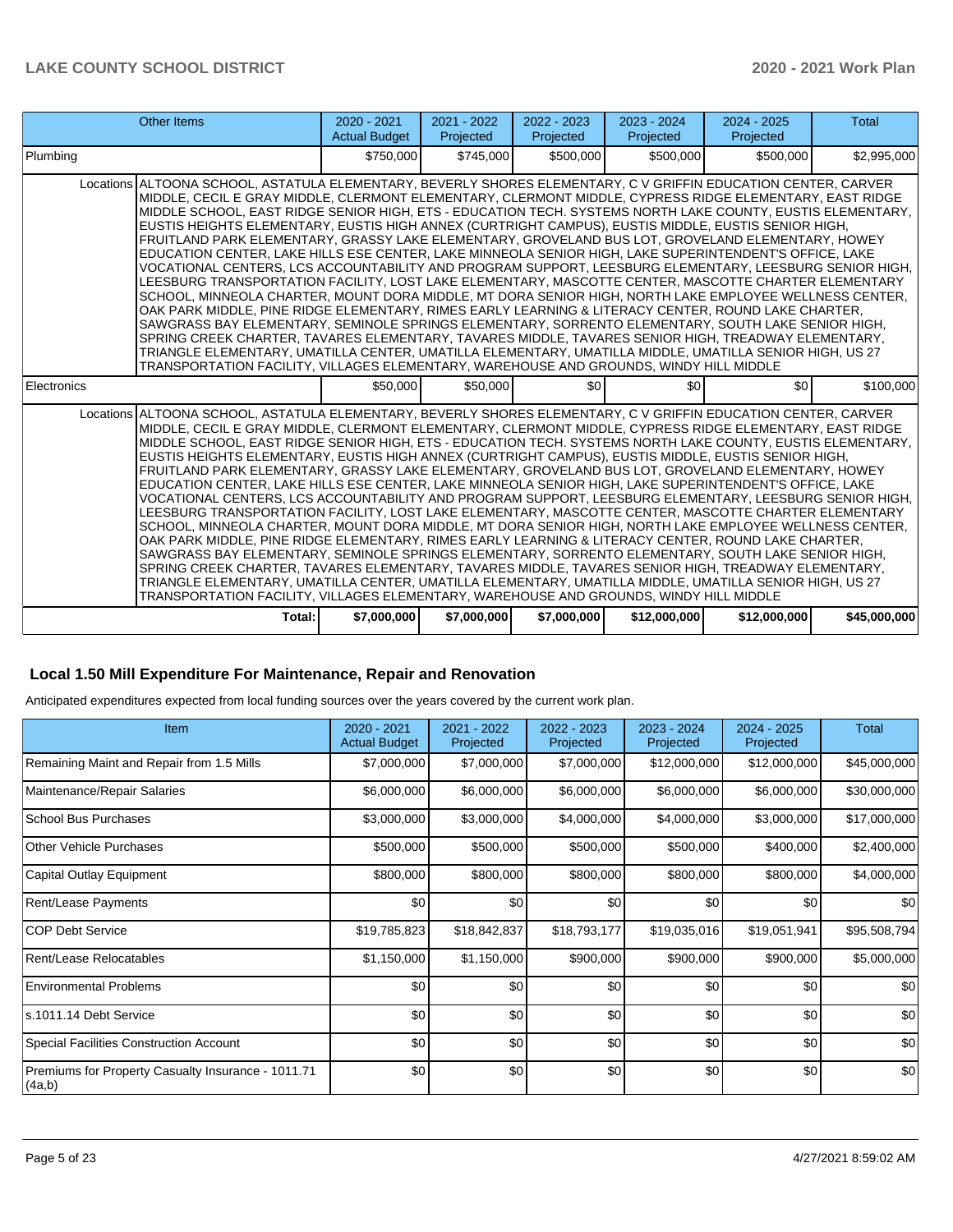| Other Items | | 2020 - 2021 Actual Budget | 2021 - 2022 Projected | 2022 - 2023 Projected | 2023 - 2024 Projected | 2024 - 2025 Projected | Total |
|---|---|---|---|---|---|---|---|
| Plumbing | | $750,000 | $745,000 | $500,000 | $500,000 | $500,000 | $2,995,000 |
| | Locations | ALTOONA SCHOOL, ASTATULA ELEMENTARY, BEVERLY SHORES ELEMENTARY, C V GRIFFIN EDUCATION CENTER, CARVER MIDDLE, CECIL E GRAY MIDDLE, CLERMONT ELEMENTARY, CLERMONT MIDDLE, CYPRESS RIDGE ELEMENTARY, EAST RIDGE MIDDLE SCHOOL, EAST RIDGE SENIOR HIGH, ETS - EDUCATION TECH. SYSTEMS NORTH LAKE COUNTY, EUSTIS ELEMENTARY, EUSTIS HEIGHTS ELEMENTARY, EUSTIS HIGH ANNEX (CURTRIGHT CAMPUS), EUSTIS MIDDLE, EUSTIS SENIOR HIGH, FRUITLAND PARK ELEMENTARY, GRASSY LAKE ELEMENTARY, GROVELAND BUS LOT, GROVELAND ELEMENTARY, HOWEY EDUCATION CENTER, LAKE HILLS ESE CENTER, LAKE MINNEOLA SENIOR HIGH, LAKE SUPERINTENDENT'S OFFICE, LAKE VOCATIONAL CENTERS, LCS ACCOUNTABILITY AND PROGRAM SUPPORT, LEESBURG ELEMENTARY, LEESBURG SENIOR HIGH, LEESBURG TRANSPORTATION FACILITY, LOST LAKE ELEMENTARY, MASCOTTE CENTER, MASCOTTE CHARTER ELEMENTARY SCHOOL, MINNEOLA CHARTER, MOUNT DORA MIDDLE, MT DORA SENIOR HIGH, NORTH LAKE EMPLOYEE WELLNESS CENTER, OAK PARK MIDDLE, PINE RIDGE ELEMENTARY, RIMES EARLY LEARNING & LITERACY CENTER, ROUND LAKE CHARTER, SAWGRASS BAY ELEMENTARY, SEMINOLE SPRINGS ELEMENTARY, SORRENTO ELEMENTARY, SOUTH LAKE SENIOR HIGH, SPRING CREEK CHARTER, TAVARES ELEMENTARY, TAVARES MIDDLE, TAVARES SENIOR HIGH, TREADWAY ELEMENTARY, TRIANGLE ELEMENTARY, UMATILLA CENTER, UMATILLA ELEMENTARY, UMATILLA MIDDLE, UMATILLA SENIOR HIGH, US 27 TRANSPORTATION FACILITY, VILLAGES ELEMENTARY, WAREHOUSE AND GROUNDS, WINDY HILL MIDDLE | | | | | | |
| Electronics | | $50,000 | $50,000 | $0 | $0 | $0 | $100,000 |
| | Locations | ALTOONA SCHOOL, ASTATULA ELEMENTARY, BEVERLY SHORES ELEMENTARY, C V GRIFFIN EDUCATION CENTER, CARVER MIDDLE, CECIL E GRAY MIDDLE, CLERMONT ELEMENTARY, CLERMONT MIDDLE, CYPRESS RIDGE ELEMENTARY, EAST RIDGE MIDDLE SCHOOL, EAST RIDGE SENIOR HIGH, ETS - EDUCATION TECH. SYSTEMS NORTH LAKE COUNTY, EUSTIS ELEMENTARY, EUSTIS HEIGHTS ELEMENTARY, EUSTIS HIGH ANNEX (CURTRIGHT CAMPUS), EUSTIS MIDDLE, EUSTIS SENIOR HIGH, FRUITLAND PARK ELEMENTARY, GRASSY LAKE ELEMENTARY, GROVELAND BUS LOT, GROVELAND ELEMENTARY, HOWEY EDUCATION CENTER, LAKE HILLS ESE CENTER, LAKE MINNEOLA SENIOR HIGH, LAKE SUPERINTENDENT'S OFFICE, LAKE VOCATIONAL CENTERS, LCS ACCOUNTABILITY AND PROGRAM SUPPORT, LEESBURG ELEMENTARY, LEESBURG SENIOR HIGH, LEESBURG TRANSPORTATION FACILITY, LOST LAKE ELEMENTARY, MASCOTTE CENTER, MASCOTTE CHARTER ELEMENTARY SCHOOL, MINNEOLA CHARTER, MOUNT DORA MIDDLE, MT DORA SENIOR HIGH, NORTH LAKE EMPLOYEE WELLNESS CENTER, OAK PARK MIDDLE, PINE RIDGE ELEMENTARY, RIMES EARLY LEARNING & LITERACY CENTER, ROUND LAKE CHARTER, SAWGRASS BAY ELEMENTARY, SEMINOLE SPRINGS ELEMENTARY, SORRENTO ELEMENTARY, SOUTH LAKE SENIOR HIGH, SPRING CREEK CHARTER, TAVARES ELEMENTARY, TAVARES MIDDLE, TAVARES SENIOR HIGH, TREADWAY ELEMENTARY, TRIANGLE ELEMENTARY, UMATILLA CENTER, UMATILLA ELEMENTARY, UMATILLA MIDDLE, UMATILLA SENIOR HIGH, US 27 TRANSPORTATION FACILITY, VILLAGES ELEMENTARY, WAREHOUSE AND GROUNDS, WINDY HILL MIDDLE | | | | | | |
| | **Total:** | **$7,000,000** | **$7,000,000** | **$7,000,000** | **$12,000,000** | **$12,000,000** | **$45,000,000** |

## Local 1.50 Mill Expenditure For Maintenance, Repair and Renovation

Anticipated expenditures expected from local funding sources over the years covered by the current work plan.

| Item | 2020 - 2021 Actual Budget | 2021 - 2022 Projected | 2022 - 2023 Projected | 2023 - 2024 Projected | 2024 - 2025 Projected | Total |
|---|---|---|---|---|---|---|
| Remaining Maint and Repair from 1.5 Mills | $7,000,000 | $7,000,000 | $7,000,000 | $12,000,000 | $12,000,000 | $45,000,000 |
| Maintenance/Repair Salaries | $6,000,000 | $6,000,000 | $6,000,000 | $6,000,000 | $6,000,000 | $30,000,000 |
| School Bus Purchases | $3,000,000 | $3,000,000 | $4,000,000 | $4,000,000 | $3,000,000 | $17,000,000 |
| Other Vehicle Purchases | $500,000 | $500,000 | $500,000 | $500,000 | $400,000 | $2,400,000 |
| Capital Outlay Equipment | $800,000 | $800,000 | $800,000 | $800,000 | $800,000 | $4,000,000 |
| Rent/Lease Payments | $0 | $0 | $0 | $0 | $0 | $0 |
| COP Debt Service | $19,785,823 | $18,842,837 | $18,793,177 | $19,035,016 | $19,051,941 | $95,508,794 |
| Rent/Lease Relocatables | $1,150,000 | $1,150,000 | $900,000 | $900,000 | $900,000 | $5,000,000 |
| Environmental Problems | $0 | $0 | $0 | $0 | $0 | $0 |
| s.1011.14 Debt Service | $0 | $0 | $0 | $0 | $0 | $0 |
| Special Facilities Construction Account | $0 | $0 | $0 | $0 | $0 | $0 |
| Premiums for Property Casualty Insurance - 1011.71 (4a,b) | $0 | $0 | $0 | $0 | $0 | $0 |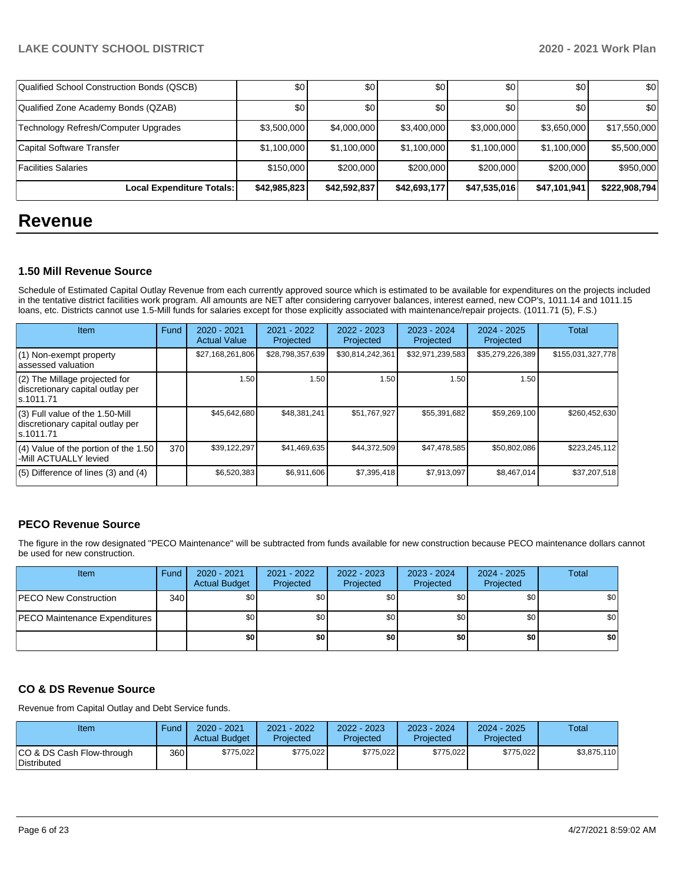| Qualified School Construction Bonds (QSCB) | $0 | $0 | $0 | $0 | $0 | $0 |
|---|---|---|---|---|---|---|
| Qualified Zone Academy Bonds (QZAB) | $0 | $0 | $0 | $0 | $0 | $0 |
| Technology Refresh/Computer Upgrades | $3,500,000 | $4,000,000 | $3,400,000 | $3,000,000 | $3,650,000 | $17,550,000 |
| Capital Software Transfer | $1,100,000 | $1,100,000 | $1,100,000 | $1,100,000 | $1,100,000 | $5,500,000 |
| Facilities Salaries | $150,000 | $200,000 | $200,000 | $200,000 | $200,000 | $950,000 |
| **Local Expenditure Totals:** | **$42,985,823** | **$42,592,837** | **$42,693,177** | **$47,535,016** | **$47,101,941** | **$222,908,794** |

# Revenue

### 1.50 Mill Revenue Source

Schedule of Estimated Capital Outlay Revenue from each currently approved source which is estimated to be available for expenditures on the projects included in the tentative district facilities work program. All amounts are NET after considering carryover balances, interest earned, new COP's, 1011.14 and 1011.15 loans, etc. Districts cannot use 1.5-Mill funds for salaries except for those explicitly associated with maintenance/repair projects. (1011.71 (5), F.S.)

| Item | Fund | 2020 - 2021 Actual Value | 2021 - 2022 Projected | 2022 - 2023 Projected | 2023 - 2024 Projected | 2024 - 2025 Projected | Total |
|---|---|---|---|---|---|---|---|
| (1) Non-exempt property assessed valuation | | $27,168,261,806 | $28,798,357,639 | $30,814,242,361 | $32,971,239,583 | $35,279,226,389 | $155,031,327,778 |
| (2) The Millage projected for discretionary capital outlay per s.1011.71 | | 1.50 | 1.50 | 1.50 | 1.50 | 1.50 | |
| (3) Full value of the 1.50-Mill discretionary capital outlay per s.1011.71 | | $45,642,680 | $48,381,241 | $51,767,927 | $55,391,682 | $59,269,100 | $260,452,630 |
| (4) Value of the portion of the 1.50 -Mill ACTUALLY levied | 370 | $39,122,297 | $41,469,635 | $44,372,509 | $47,478,585 | $50,802,086 | $223,245,112 |
| (5) Difference of lines (3) and (4) | | $6,520,383 | $6,911,606 | $7,395,418 | $7,913,097 | $8,467,014 | $37,207,518 |

### PECO Revenue Source

The figure in the row designated "PECO Maintenance" will be subtracted from funds available for new construction because PECO maintenance dollars cannot be used for new construction.

| Item | Fund | 2020 - 2021 Actual Budget | 2021 - 2022 Projected | 2022 - 2023 Projected | 2023 - 2024 Projected | 2024 - 2025 Projected | Total |
|---|---|---|---|---|---|---|---|
| PECO New Construction | 340 | $0 | $0 | $0 | $0 | $0 | $0 |
| PECO Maintenance Expenditures | | $0 | $0 | $0 | $0 | $0 | $0 |
| | | **$0** | **$0** | **$0** | **$0** | **$0** | **$0** |

### CO & DS Revenue Source

Revenue from Capital Outlay and Debt Service funds.

| Item | Fund | 2020 - 2021 Actual Budget | 2021 - 2022 Projected | 2022 - 2023 Projected | 2023 - 2024 Projected | 2024 - 2025 Projected | Total |
|---|---|---|---|---|---|---|---|
| CO & DS Cash Flow-through Distributed | 360 | $775,022 | $775,022 | $775,022 | $775,022 | $775,022 | $3,875,110 |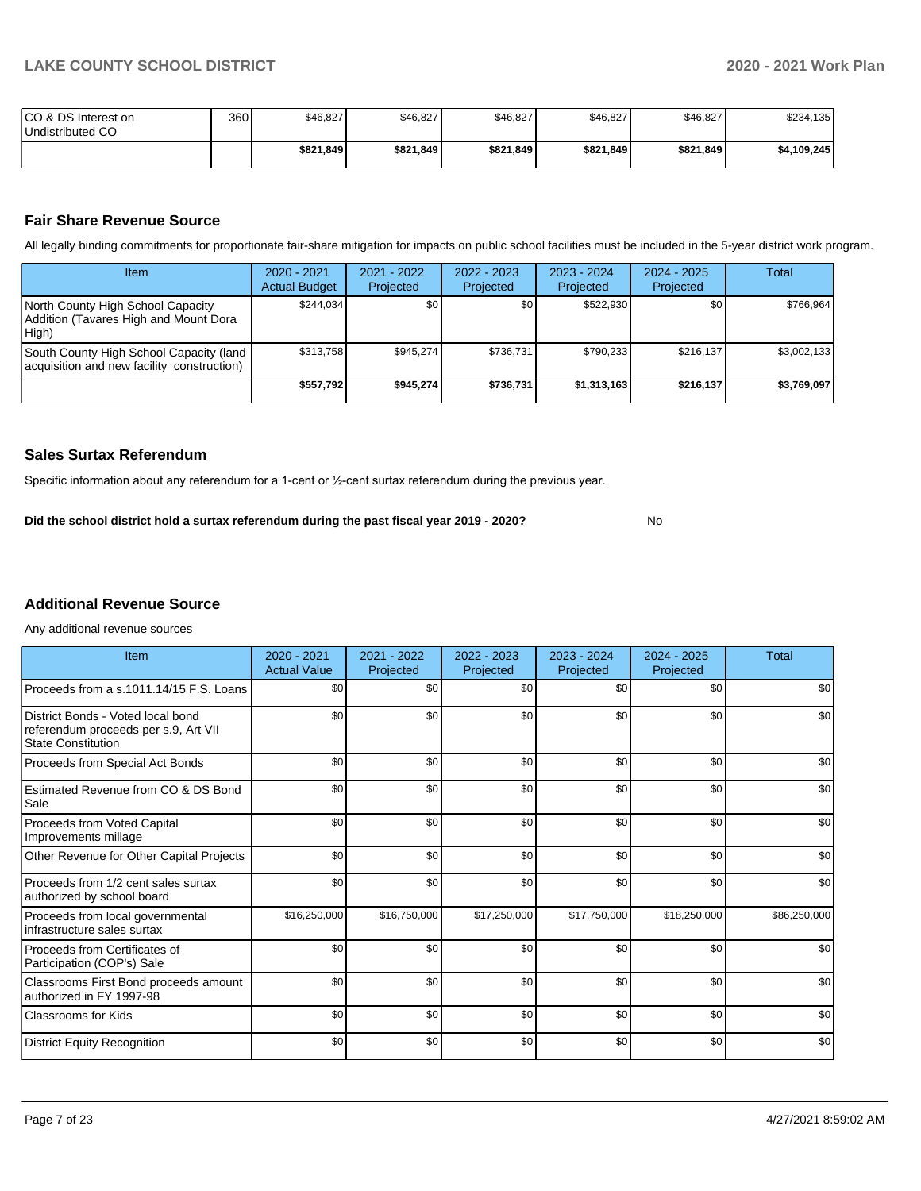| | | | | | | | |
|---|---|---|---|---|---|---|---|
| CO & DS Interest on Undistributed CO | 360 | $46,827 | $46,827 | $46,827 | $46,827 | $46,827 | $234,135 |
| | | **$821,849** | **$821,849** | **$821,849** | **$821,849** | **$821,849** | **$4,109,245** |

## Fair Share Revenue Source

All legally binding commitments for proportionate fair-share mitigation for impacts on public school facilities must be included in the 5-year district work program.

| Item | 2020 - 2021 Actual Budget | 2021 - 2022 Projected | 2022 - 2023 Projected | 2023 - 2024 Projected | 2024 - 2025 Projected | Total |
|---|---|---|---|---|---|---|
| North County High School Capacity Addition (Tavares High and Mount Dora High) | $244,034 | $0 | $0 | $522,930 | $0 | $766,964 |
| South County High School Capacity (land acquisition and new facility construction) | $313,758 | $945,274 | $736,731 | $790,233 | $216,137 | $3,002,133 |
| | **$557,792** | **$945,274** | **$736,731** | **$1,313,163** | **$216,137** | **$3,769,097** |

## Sales Surtax Referendum

Specific information about any referendum for a 1-cent or ½-cent surtax referendum during the previous year.

**Did the school district hold a surtax referendum during the past fiscal year 2019 - 2020?** No

## Additional Revenue Source

Any additional revenue sources

| Item | 2020 - 2021 Actual Value | 2021 - 2022 Projected | 2022 - 2023 Projected | 2023 - 2024 Projected | 2024 - 2025 Projected | Total |
|---|---|---|---|---|---|---|
| Proceeds from a s.1011.14/15 F.S. Loans | $0 | $0 | $0 | $0 | $0 | $0 |
| District Bonds - Voted local bond referendum proceeds per s.9, Art VII State Constitution | $0 | $0 | $0 | $0 | $0 | $0 |
| Proceeds from Special Act Bonds | $0 | $0 | $0 | $0 | $0 | $0 |
| Estimated Revenue from CO & DS Bond Sale | $0 | $0 | $0 | $0 | $0 | $0 |
| Proceeds from Voted Capital Improvements millage | $0 | $0 | $0 | $0 | $0 | $0 |
| Other Revenue for Other Capital Projects | $0 | $0 | $0 | $0 | $0 | $0 |
| Proceeds from 1/2 cent sales surtax authorized by school board | $0 | $0 | $0 | $0 | $0 | $0 |
| Proceeds from local governmental infrastructure sales surtax | $16,250,000 | $16,750,000 | $17,250,000 | $17,750,000 | $18,250,000 | $86,250,000 |
| Proceeds from Certificates of Participation (COP's) Sale | $0 | $0 | $0 | $0 | $0 | $0 |
| Classrooms First Bond proceeds amount authorized in FY 1997-98 | $0 | $0 | $0 | $0 | $0 | $0 |
| Classrooms for Kids | $0 | $0 | $0 | $0 | $0 | $0 |
| District Equity Recognition | $0 | $0 | $0 | $0 | $0 | $0 |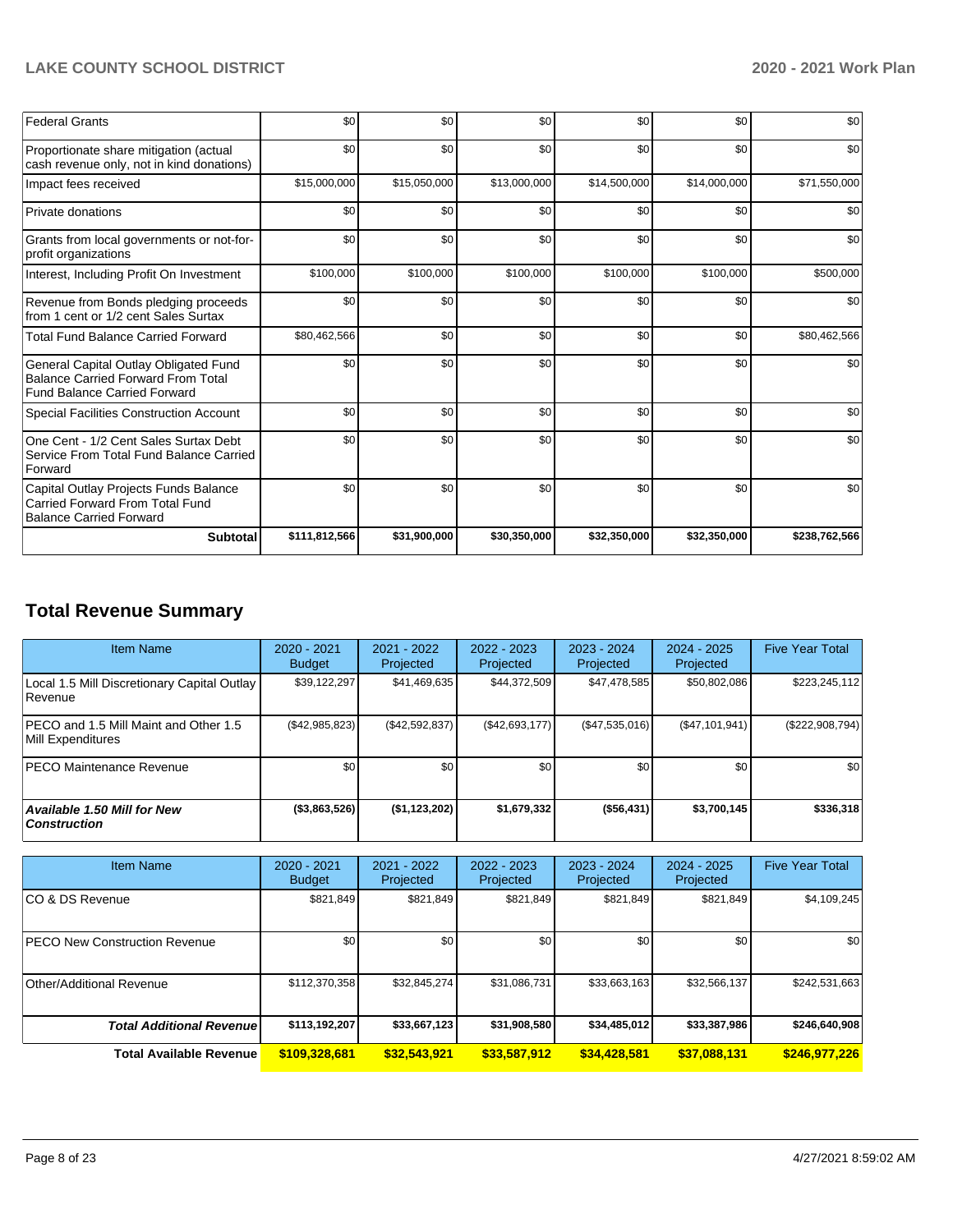| | | | | | | |
|---|---|---|---|---|---|---|
| Federal Grants | $0 | $0 | $0 | $0 | $0 | $0 |
| Proportionate share mitigation (actual cash revenue only, not in kind donations) | $0 | $0 | $0 | $0 | $0 | $0 |
| Impact fees received | $15,000,000 | $15,050,000 | $13,000,000 | $14,500,000 | $14,000,000 | $71,550,000 |
| Private donations | $0 | $0 | $0 | $0 | $0 | $0 |
| Grants from local governments or not-for-profit organizations | $0 | $0 | $0 | $0 | $0 | $0 |
| Interest, Including Profit On Investment | $100,000 | $100,000 | $100,000 | $100,000 | $100,000 | $500,000 |
| Revenue from Bonds pledging proceeds from 1 cent or 1/2 cent Sales Surtax | $0 | $0 | $0 | $0 | $0 | $0 |
| Total Fund Balance Carried Forward | $80,462,566 | $0 | $0 | $0 | $0 | $80,462,566 |
| General Capital Outlay Obligated Fund Balance Carried Forward From Total Fund Balance Carried Forward | $0 | $0 | $0 | $0 | $0 | $0 |
| Special Facilities Construction Account | $0 | $0 | $0 | $0 | $0 | $0 |
| One Cent - 1/2 Cent Sales Surtax Debt Service From Total Fund Balance Carried Forward | $0 | $0 | $0 | $0 | $0 | $0 |
| Capital Outlay Projects Funds Balance Carried Forward From Total Fund Balance Carried Forward | $0 | $0 | $0 | $0 | $0 | $0 |
| **Subtotal** | **$111,812,566** | **$31,900,000** | **$30,350,000** | **$32,350,000** | **$32,350,000** | **$238,762,566** |

## Total Revenue Summary

| Item Name | 2020 - 2021 Budget | 2021 - 2022 Projected | 2022 - 2023 Projected | 2023 - 2024 Projected | 2024 - 2025 Projected | Five Year Total |
|---|---|---|---|---|---|---|
| Local 1.5 Mill Discretionary Capital Outlay Revenue | $39,122,297 | $41,469,635 | $44,372,509 | $47,478,585 | $50,802,086 | $223,245,112 |
| PECO and 1.5 Mill Maint and Other 1.5 Mill Expenditures | ($42,985,823) | ($42,592,837) | ($42,693,177) | ($47,535,016) | ($47,101,941) | ($222,908,794) |
| PECO Maintenance Revenue | $0 | $0 | $0 | $0 | $0 | $0 |
| ***Available 1.50 Mill for New Construction*** | **($3,863,526)** | **($1,123,202)** | **$1,679,332** | **($56,431)** | **$3,700,145** | **$336,318** |

| Item Name | 2020 - 2021 Budget | 2021 - 2022 Projected | 2022 - 2023 Projected | 2023 - 2024 Projected | 2024 - 2025 Projected | Five Year Total |
|---|---|---|---|---|---|---|
| CO & DS Revenue | $821,849 | $821,849 | $821,849 | $821,849 | $821,849 | $4,109,245 |
| PECO New Construction Revenue | $0 | $0 | $0 | $0 | $0 | $0 |
| Other/Additional Revenue | $112,370,358 | $32,845,274 | $31,086,731 | $33,663,163 | $32,566,137 | $242,531,663 |
| ***Total Additional Revenue*** | **$113,192,207** | **$33,667,123** | **$31,908,580** | **$34,485,012** | **$33,387,986** | **$246,640,908** |
| **Total Available Revenue** | **$109,328,681** | **$32,543,921** | **$33,587,912** | **$34,428,581** | **$37,088,131** | **$246,977,226** |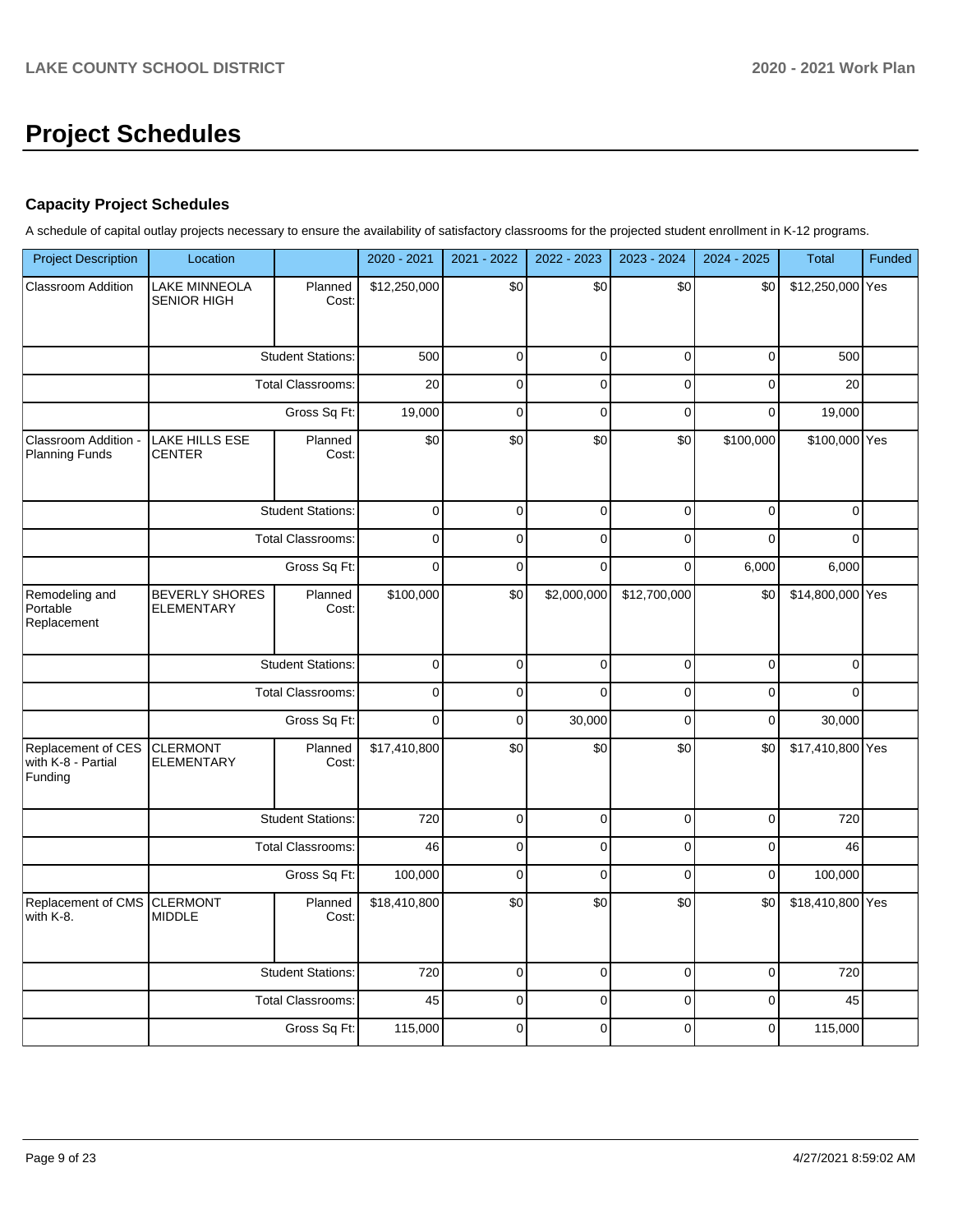# Project Schedules

### Capacity Project Schedules

A schedule of capital outlay projects necessary to ensure the availability of satisfactory classrooms for the projected student enrollment in K-12 programs.

| Project Description | Location | | 2020 - 2021 | 2021 - 2022 | 2022 - 2023 | 2023 - 2024 | 2024 - 2025 | Total | Funded |
|---|---|---|---|---|---|---|---|---|---|
| Classroom Addition | LAKE MINNEOLA SENIOR HIGH | Planned Cost: | $12,250,000 | $0 | $0 | $0 | $0 | $12,250,000 | Yes |
| | | Student Stations: | 500 | 0 | 0 | 0 | 0 | 500 | |
| | | Total Classrooms: | 20 | 0 | 0 | 0 | 0 | 20 | |
| | | Gross Sq Ft: | 19,000 | 0 | 0 | 0 | 0 | 19,000 | |
| Classroom Addition - Planning Funds | LAKE HILLS ESE CENTER | Planned Cost: | $0 | $0 | $0 | $0 | $100,000 | $100,000 | Yes |
| | | Student Stations: | 0 | 0 | 0 | 0 | 0 | 0 | |
| | | Total Classrooms: | 0 | 0 | 0 | 0 | 0 | 0 | |
| | | Gross Sq Ft: | 0 | 0 | 0 | 0 | 6,000 | 6,000 | |
| Remodeling and Portable Replacement | BEVERLY SHORES ELEMENTARY | Planned Cost: | $100,000 | $0 | $2,000,000 | $12,700,000 | $0 | $14,800,000 | Yes |
| | | Student Stations: | 0 | 0 | 0 | 0 | 0 | 0 | |
| | | Total Classrooms: | 0 | 0 | 0 | 0 | 0 | 0 | |
| | | Gross Sq Ft: | 0 | 0 | 30,000 | 0 | 0 | 30,000 | |
| Replacement of CES with K-8 - Partial Funding | CLERMONT ELEMENTARY | Planned Cost: | $17,410,800 | $0 | $0 | $0 | $0 | $17,410,800 | Yes |
| | | Student Stations: | 720 | 0 | 0 | 0 | 0 | 720 | |
| | | Total Classrooms: | 46 | 0 | 0 | 0 | 0 | 46 | |
| | | Gross Sq Ft: | 100,000 | 0 | 0 | 0 | 0 | 100,000 | |
| Replacement of CMS with K-8. | CLERMONT MIDDLE | Planned Cost: | $18,410,800 | $0 | $0 | $0 | $0 | $18,410,800 | Yes |
| | | Student Stations: | 720 | 0 | 0 | 0 | 0 | 720 | |
| | | Total Classrooms: | 45 | 0 | 0 | 0 | 0 | 45 | |
| | | Gross Sq Ft: | 115,000 | 0 | 0 | 0 | 0 | 115,000 | |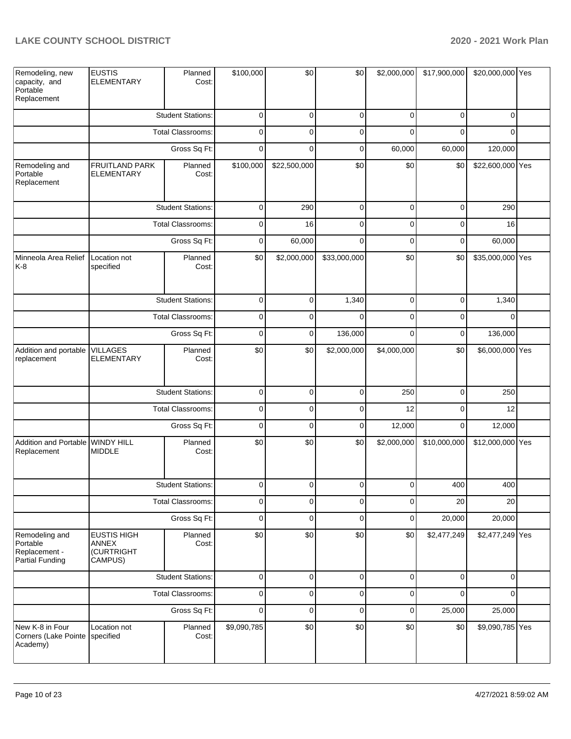| | | | | | | | | | |
|---|---|---|---|---|---|---|---|---|---|
| Remodeling, new capacity, and Portable Replacement | EUSTIS ELEMENTARY | Planned Cost: | $100,000 | $0 | $0 | $2,000,000 | $17,900,000 | $20,000,000 | Yes |
| | | Student Stations: | 0 | 0 | 0 | 0 | 0 | 0 | |
| | | Total Classrooms: | 0 | 0 | 0 | 0 | 0 | 0 | |
| | | Gross Sq Ft: | 0 | 0 | 0 | 60,000 | 60,000 | 120,000 | |
| Remodeling and Portable Replacement | FRUITLAND PARK ELEMENTARY | Planned Cost: | $100,000 | $22,500,000 | $0 | $0 | $0 | $22,600,000 | Yes |
| | | Student Stations: | 0 | 290 | 0 | 0 | 0 | 290 | |
| | | Total Classrooms: | 0 | 16 | 0 | 0 | 0 | 16 | |
| | | Gross Sq Ft: | 0 | 60,000 | 0 | 0 | 0 | 60,000 | |
| Minneola Area Relief K-8 | Location not specified | Planned Cost: | $0 | $2,000,000 | $33,000,000 | $0 | $0 | $35,000,000 | Yes |
| | | Student Stations: | 0 | 0 | 1,340 | 0 | 0 | 1,340 | |
| | | Total Classrooms: | 0 | 0 | 0 | 0 | 0 | 0 | |
| | | Gross Sq Ft: | 0 | 0 | 136,000 | 0 | 0 | 136,000 | |
| Addition and portable replacement | VILLAGES ELEMENTARY | Planned Cost: | $0 | $0 | $2,000,000 | $4,000,000 | $0 | $6,000,000 | Yes |
| | | Student Stations: | 0 | 0 | 0 | 250 | 0 | 250 | |
| | | Total Classrooms: | 0 | 0 | 0 | 12 | 0 | 12 | |
| | | Gross Sq Ft: | 0 | 0 | 0 | 12,000 | 0 | 12,000 | |
| Addition and Portable Replacement | WINDY HILL MIDDLE | Planned Cost: | $0 | $0 | $0 | $2,000,000 | $10,000,000 | $12,000,000 | Yes |
| | | Student Stations: | 0 | 0 | 0 | 0 | 400 | 400 | |
| | | Total Classrooms: | 0 | 0 | 0 | 0 | 20 | 20 | |
| | | Gross Sq Ft: | 0 | 0 | 0 | 0 | 20,000 | 20,000 | |
| Remodeling and Portable Replacement - Partial Funding | EUSTIS HIGH ANNEX (CURTRIGHT CAMPUS) | Planned Cost: | $0 | $0 | $0 | $0 | $2,477,249 | $2,477,249 | Yes |
| | | Student Stations: | 0 | 0 | 0 | 0 | 0 | 0 | |
| | | Total Classrooms: | 0 | 0 | 0 | 0 | 0 | 0 | |
| | | Gross Sq Ft: | 0 | 0 | 0 | 0 | 25,000 | 25,000 | |
| New K-8 in Four Corners (Lake Pointe Academy) | Location not specified | Planned Cost: | $9,090,785 | $0 | $0 | $0 | $0 | $9,090,785 | Yes |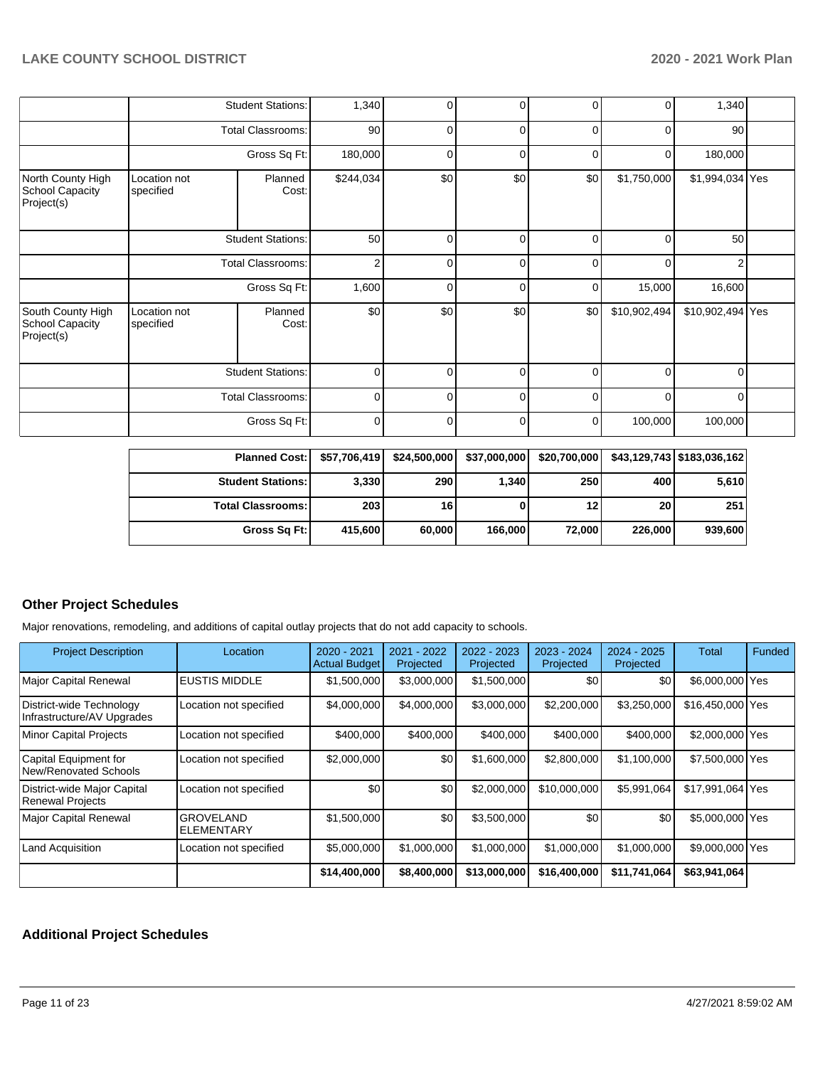| | | | | | | | | | |
|---|---|---|---|---|---|---|---|---|---|
| | Student Stations: | | 1,340 | 0 | 0 | 0 | 0 | 1,340 | |
| | Total Classrooms: | | 90 | 0 | 0 | 0 | 0 | 90 | |
| | Gross Sq Ft: | | 180,000 | 0 | 0 | 0 | 0 | 180,000 | |
| North County High School Capacity Project(s) | Location not specified | Planned Cost: | $244,034 | $0 | $0 | $0 | $1,750,000 | $1,994,034 | Yes |
| | Student Stations: | | 50 | 0 | 0 | 0 | 0 | 50 | |
| | Total Classrooms: | | 2 | 0 | 0 | 0 | 0 | 2 | |
| | Gross Sq Ft: | | 1,600 | 0 | 0 | 0 | 15,000 | 16,600 | |
| South County High School Capacity Project(s) | Location not specified | Planned Cost: | $0 | $0 | $0 | $0 | $10,902,494 | $10,902,494 | Yes |
| | Student Stations: | | 0 | 0 | 0 | 0 | 0 | 0 | |
| | Total Classrooms: | | 0 | 0 | 0 | 0 | 0 | 0 | |
| | Gross Sq Ft: | | 0 | 0 | 0 | 0 | 100,000 | 100,000 | |

| | | | | | | |
|---|---|---|---|---|---|---|
| **Planned Cost:** | **$57,706,419** | **$24,500,000** | **$37,000,000** | **$20,700,000** | **$43,129,743** | **$183,036,162** |
| **Student Stations:** | **3,330** | **290** | **1,340** | **250** | **400** | **5,610** |
| **Total Classrooms:** | **203** | **16** | **0** | **12** | **20** | **251** |
| **Gross Sq Ft:** | **415,600** | **60,000** | **166,000** | **72,000** | **226,000** | **939,600** |

## Other Project Schedules

Major renovations, remodeling, and additions of capital outlay projects that do not add capacity to schools.

| Project Description | Location | 2020 - 2021 Actual Budget | 2021 - 2022 Projected | 2022 - 2023 Projected | 2023 - 2024 Projected | 2024 - 2025 Projected | Total | Funded |
|---|---|---|---|---|---|---|---|---|
| Major Capital Renewal | EUSTIS MIDDLE | $1,500,000 | $3,000,000 | $1,500,000 | $0 | $0 | $6,000,000 | Yes |
| District-wide Technology Infrastructure/AV Upgrades | Location not specified | $4,000,000 | $4,000,000 | $3,000,000 | $2,200,000 | $3,250,000 | $16,450,000 | Yes |
| Minor Capital Projects | Location not specified | $400,000 | $400,000 | $400,000 | $400,000 | $400,000 | $2,000,000 | Yes |
| Capital Equipment for New/Renovated Schools | Location not specified | $2,000,000 | $0 | $1,600,000 | $2,800,000 | $1,100,000 | $7,500,000 | Yes |
| District-wide Major Capital Renewal Projects | Location not specified | $0 | $0 | $2,000,000 | $10,000,000 | $5,991,064 | $17,991,064 | Yes |
| Major Capital Renewal | GROVELAND ELEMENTARY | $1,500,000 | $0 | $3,500,000 | $0 | $0 | $5,000,000 | Yes |
| Land Acquisition | Location not specified | $5,000,000 | $1,000,000 | $1,000,000 | $1,000,000 | $1,000,000 | $9,000,000 | Yes |
| | | **$14,400,000** | **$8,400,000** | **$13,000,000** | **$16,400,000** | **$11,741,064** | **$63,941,064** | |

## Additional Project Schedules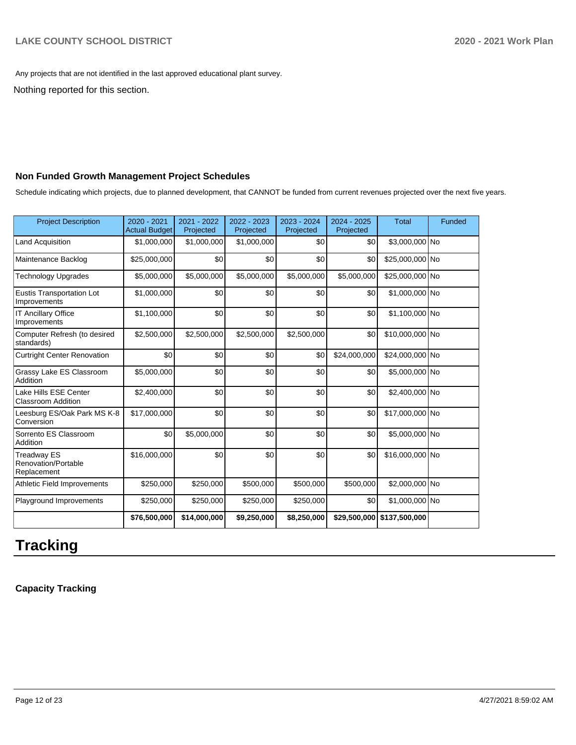Any projects that are not identified in the last approved educational plant survey.

Nothing reported for this section.

### Non Funded Growth Management Project Schedules

Schedule indicating which projects, due to planned development, that CANNOT be funded from current revenues projected over the next five years.

| Project Description | 2020 - 2021 Actual Budget | 2021 - 2022 Projected | 2022 - 2023 Projected | 2023 - 2024 Projected | 2024 - 2025 Projected | Total | Funded |
|---|---|---|---|---|---|---|---|
| Land Acquisition | $1,000,000 | $1,000,000 | $1,000,000 | $0 | $0 | $3,000,000 | No |
| Maintenance Backlog | $25,000,000 | $0 | $0 | $0 | $0 | $25,000,000 | No |
| Technology Upgrades | $5,000,000 | $5,000,000 | $5,000,000 | $5,000,000 | $5,000,000 | $25,000,000 | No |
| Eustis Transportation Lot Improvements | $1,000,000 | $0 | $0 | $0 | $0 | $1,000,000 | No |
| IT Ancillary Office Improvements | $1,100,000 | $0 | $0 | $0 | $0 | $1,100,000 | No |
| Computer Refresh (to desired standards) | $2,500,000 | $2,500,000 | $2,500,000 | $2,500,000 | $0 | $10,000,000 | No |
| Curtright Center Renovation | $0 | $0 | $0 | $0 | $24,000,000 | $24,000,000 | No |
| Grassy Lake ES Classroom Addition | $5,000,000 | $0 | $0 | $0 | $0 | $5,000,000 | No |
| Lake Hills ESE Center Classroom Addition | $2,400,000 | $0 | $0 | $0 | $0 | $2,400,000 | No |
| Leesburg ES/Oak Park MS K-8 Conversion | $17,000,000 | $0 | $0 | $0 | $0 | $17,000,000 | No |
| Sorrento ES Classroom Addition | $0 | $5,000,000 | $0 | $0 | $0 | $5,000,000 | No |
| Treadway ES Renovation/Portable Replacement | $16,000,000 | $0 | $0 | $0 | $0 | $16,000,000 | No |
| Athletic Field Improvements | $250,000 | $250,000 | $500,000 | $500,000 | $500,000 | $2,000,000 | No |
| Playground Improvements | $250,000 | $250,000 | $250,000 | $250,000 | $0 | $1,000,000 | No |
| | **$76,500,000** | **$14,000,000** | **$9,250,000** | **$8,250,000** | **$29,500,000** | **$137,500,000** | |

# Tracking

### Capacity Tracking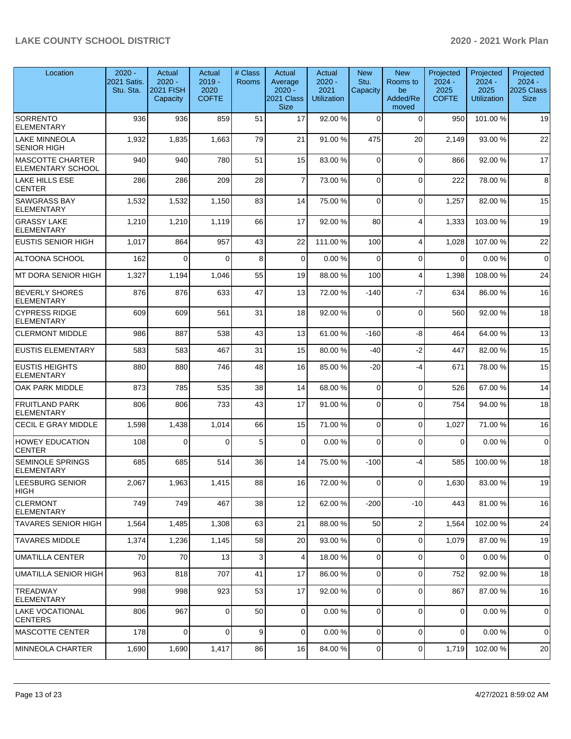| Location | 2020 - 2021 Satis. Stu. Sta. | Actual 2020 - 2021 FISH Capacity | Actual 2019 - 2020 COFTE | # Class Rooms | Actual Average 2020 - 2021 Class Size | Actual 2020 - 2021 Utilization | New Stu. Capacity | New Rooms to be Added/Re moved | Projected 2024 - 2025 COFTE | Projected 2024 - 2025 Utilization | Projected 2024 - 2025 Class Size |
|---|---|---|---|---|---|---|---|---|---|---|---|
| SORRENTO ELEMENTARY | 936 | 936 | 859 | 51 | 17 | 92.00 % | 0 | 0 | 950 | 101.00 % | 19 |
| LAKE MINNEOLA SENIOR HIGH | 1,932 | 1,835 | 1,663 | 79 | 21 | 91.00 % | 475 | 20 | 2,149 | 93.00 % | 22 |
| MASCOTTE CHARTER ELEMENTARY SCHOOL | 940 | 940 | 780 | 51 | 15 | 83.00 % | 0 | 0 | 866 | 92.00 % | 17 |
| LAKE HILLS ESE CENTER | 286 | 286 | 209 | 28 | 7 | 73.00 % | 0 | 0 | 222 | 78.00 % | 8 |
| SAWGRASS BAY ELEMENTARY | 1,532 | 1,532 | 1,150 | 83 | 14 | 75.00 % | 0 | 0 | 1,257 | 82.00 % | 15 |
| GRASSY LAKE ELEMENTARY | 1,210 | 1,210 | 1,119 | 66 | 17 | 92.00 % | 80 | 4 | 1,333 | 103.00 % | 19 |
| EUSTIS SENIOR HIGH | 1,017 | 864 | 957 | 43 | 22 | 111.00 % | 100 | 4 | 1,028 | 107.00 % | 22 |
| ALTOONA SCHOOL | 162 | 0 | 0 | 8 | 0 | 0.00 % | 0 | 0 | 0 | 0.00 % | 0 |
| MT DORA SENIOR HIGH | 1,327 | 1,194 | 1,046 | 55 | 19 | 88.00 % | 100 | 4 | 1,398 | 108.00 % | 24 |
| BEVERLY SHORES ELEMENTARY | 876 | 876 | 633 | 47 | 13 | 72.00 % | -140 | -7 | 634 | 86.00 % | 16 |
| CYPRESS RIDGE ELEMENTARY | 609 | 609 | 561 | 31 | 18 | 92.00 % | 0 | 0 | 560 | 92.00 % | 18 |
| CLERMONT MIDDLE | 986 | 887 | 538 | 43 | 13 | 61.00 % | -160 | -8 | 464 | 64.00 % | 13 |
| EUSTIS ELEMENTARY | 583 | 583 | 467 | 31 | 15 | 80.00 % | -40 | -2 | 447 | 82.00 % | 15 |
| EUSTIS HEIGHTS ELEMENTARY | 880 | 880 | 746 | 48 | 16 | 85.00 % | -20 | -4 | 671 | 78.00 % | 15 |
| OAK PARK MIDDLE | 873 | 785 | 535 | 38 | 14 | 68.00 % | 0 | 0 | 526 | 67.00 % | 14 |
| FRUITLAND PARK ELEMENTARY | 806 | 806 | 733 | 43 | 17 | 91.00 % | 0 | 0 | 754 | 94.00 % | 18 |
| CECIL E GRAY MIDDLE | 1,598 | 1,438 | 1,014 | 66 | 15 | 71.00 % | 0 | 0 | 1,027 | 71.00 % | 16 |
| HOWEY EDUCATION CENTER | 108 | 0 | 0 | 5 | 0 | 0.00 % | 0 | 0 | 0 | 0.00 % | 0 |
| SEMINOLE SPRINGS ELEMENTARY | 685 | 685 | 514 | 36 | 14 | 75.00 % | -100 | -4 | 585 | 100.00 % | 18 |
| LEESBURG SENIOR HIGH | 2,067 | 1,963 | 1,415 | 88 | 16 | 72.00 % | 0 | 0 | 1,630 | 83.00 % | 19 |
| CLERMONT ELEMENTARY | 749 | 749 | 467 | 38 | 12 | 62.00 % | -200 | -10 | 443 | 81.00 % | 16 |
| TAVARES SENIOR HIGH | 1,564 | 1,485 | 1,308 | 63 | 21 | 88.00 % | 50 | 2 | 1,564 | 102.00 % | 24 |
| TAVARES MIDDLE | 1,374 | 1,236 | 1,145 | 58 | 20 | 93.00 % | 0 | 0 | 1,079 | 87.00 % | 19 |
| UMATILLA CENTER | 70 | 70 | 13 | 3 | 4 | 18.00 % | 0 | 0 | 0 | 0.00 % | 0 |
| UMATILLA SENIOR HIGH | 963 | 818 | 707 | 41 | 17 | 86.00 % | 0 | 0 | 752 | 92.00 % | 18 |
| TREADWAY ELEMENTARY | 998 | 998 | 923 | 53 | 17 | 92.00 % | 0 | 0 | 867 | 87.00 % | 16 |
| LAKE VOCATIONAL CENTERS | 806 | 967 | 0 | 50 | 0 | 0.00 % | 0 | 0 | 0 | 0.00 % | 0 |
| MASCOTTE CENTER | 178 | 0 | 0 | 9 | 0 | 0.00 % | 0 | 0 | 0 | 0.00 % | 0 |
| MINNEOLA CHARTER | 1,690 | 1,690 | 1,417 | 86 | 16 | 84.00 % | 0 | 0 | 1,719 | 102.00 % | 20 |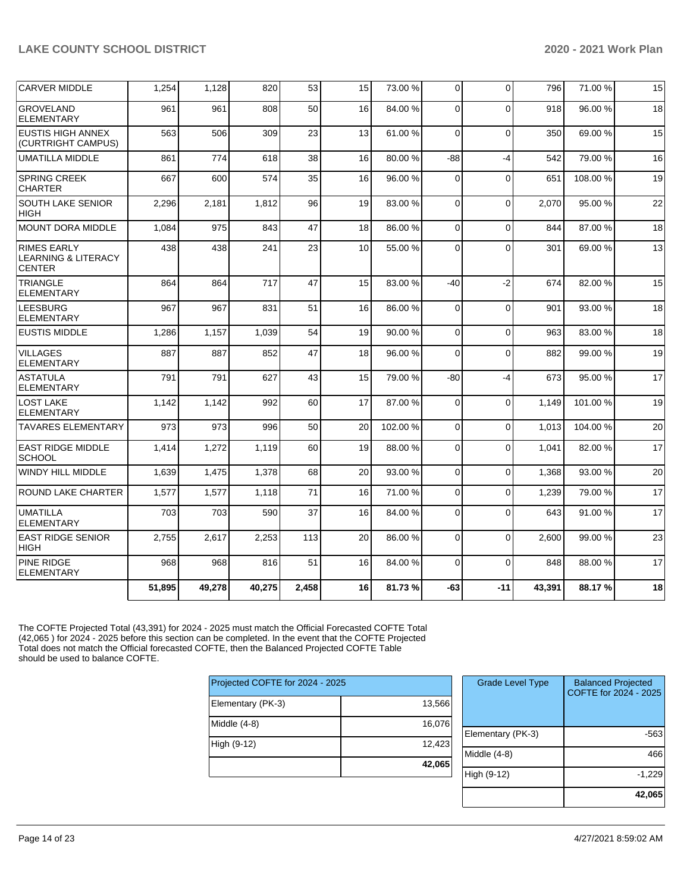| | | | | | | | | | | | |
|---|---|---|---|---|---|---|---|---|---|---|---|
| CARVER MIDDLE | 1,254 | 1,128 | 820 | 53 | 15 | 73.00 % | 0 | 0 | 796 | 71.00 % | 15 |
| GROVELAND ELEMENTARY | 961 | 961 | 808 | 50 | 16 | 84.00 % | 0 | 0 | 918 | 96.00 % | 18 |
| EUSTIS HIGH ANNEX (CURTRIGHT CAMPUS) | 563 | 506 | 309 | 23 | 13 | 61.00 % | 0 | 0 | 350 | 69.00 % | 15 |
| UMATILLA MIDDLE | 861 | 774 | 618 | 38 | 16 | 80.00 % | -88 | -4 | 542 | 79.00 % | 16 |
| SPRING CREEK CHARTER | 667 | 600 | 574 | 35 | 16 | 96.00 % | 0 | 0 | 651 | 108.00 % | 19 |
| SOUTH LAKE SENIOR HIGH | 2,296 | 2,181 | 1,812 | 96 | 19 | 83.00 % | 0 | 0 | 2,070 | 95.00 % | 22 |
| MOUNT DORA MIDDLE | 1,084 | 975 | 843 | 47 | 18 | 86.00 % | 0 | 0 | 844 | 87.00 % | 18 |
| RIMES EARLY LEARNING & LITERACY CENTER | 438 | 438 | 241 | 23 | 10 | 55.00 % | 0 | 0 | 301 | 69.00 % | 13 |
| TRIANGLE ELEMENTARY | 864 | 864 | 717 | 47 | 15 | 83.00 % | -40 | -2 | 674 | 82.00 % | 15 |
| LEESBURG ELEMENTARY | 967 | 967 | 831 | 51 | 16 | 86.00 % | 0 | 0 | 901 | 93.00 % | 18 |
| EUSTIS MIDDLE | 1,286 | 1,157 | 1,039 | 54 | 19 | 90.00 % | 0 | 0 | 963 | 83.00 % | 18 |
| VILLAGES ELEMENTARY | 887 | 887 | 852 | 47 | 18 | 96.00 % | 0 | 0 | 882 | 99.00 % | 19 |
| ASTATULA ELEMENTARY | 791 | 791 | 627 | 43 | 15 | 79.00 % | -80 | -4 | 673 | 95.00 % | 17 |
| LOST LAKE ELEMENTARY | 1,142 | 1,142 | 992 | 60 | 17 | 87.00 % | 0 | 0 | 1,149 | 101.00 % | 19 |
| TAVARES ELEMENTARY | 973 | 973 | 996 | 50 | 20 | 102.00 % | 0 | 0 | 1,013 | 104.00 % | 20 |
| EAST RIDGE MIDDLE SCHOOL | 1,414 | 1,272 | 1,119 | 60 | 19 | 88.00 % | 0 | 0 | 1,041 | 82.00 % | 17 |
| WINDY HILL MIDDLE | 1,639 | 1,475 | 1,378 | 68 | 20 | 93.00 % | 0 | 0 | 1,368 | 93.00 % | 20 |
| ROUND LAKE CHARTER | 1,577 | 1,577 | 1,118 | 71 | 16 | 71.00 % | 0 | 0 | 1,239 | 79.00 % | 17 |
| UMATILLA ELEMENTARY | 703 | 703 | 590 | 37 | 16 | 84.00 % | 0 | 0 | 643 | 91.00 % | 17 |
| EAST RIDGE SENIOR HIGH | 2,755 | 2,617 | 2,253 | 113 | 20 | 86.00 % | 0 | 0 | 2,600 | 99.00 % | 23 |
| PINE RIDGE ELEMENTARY | 968 | 968 | 816 | 51 | 16 | 84.00 % | 0 | 0 | 848 | 88.00 % | 17 |
| | **51,895** | **49,278** | **40,275** | **2,458** | **16** | **81.73 %** | **-63** | **-11** | **43,391** | **88.17 %** | **18** |

The COFTE Projected Total (43,391) for 2024 - 2025 must match the Official Forecasted COFTE Total (42,065 ) for 2024 - 2025 before this section can be completed. In the event that the COFTE Projected Total does not match the Official forecasted COFTE, then the Balanced Projected COFTE Table should be used to balance COFTE.

| Projected COFTE for 2024 - 2025 | |
|---|---|
| Elementary (PK-3) | 13,566 |
| Middle (4-8) | 16,076 |
| High (9-12) | 12,423 |
| | **42,065** |

| Grade Level Type | Balanced Projected COFTE for 2024 - 2025 |
|---|---|
| Elementary (PK-3) | -563 |
| Middle (4-8) | 466 |
| High (9-12) | -1,229 |
| | **42,065** |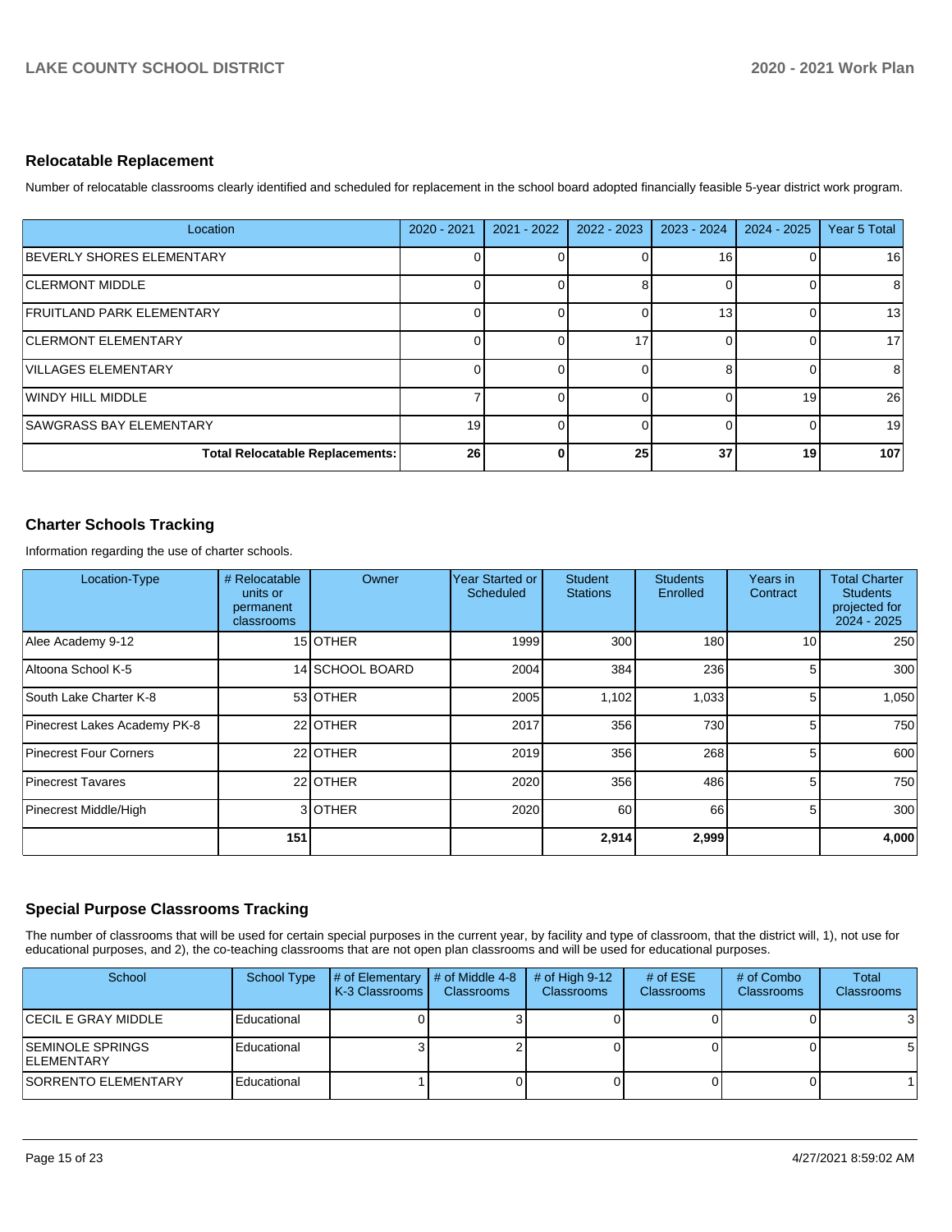## Relocatable Replacement

Number of relocatable classrooms clearly identified and scheduled for replacement in the school board adopted financially feasible 5-year district work program.

| Location | 2020 - 2021 | 2021 - 2022 | 2022 - 2023 | 2023 - 2024 | 2024 - 2025 | Year 5 Total |
|---|---|---|---|---|---|---|
| BEVERLY SHORES ELEMENTARY | 0 | 0 | 0 | 16 | 0 | 16 |
| CLERMONT MIDDLE | 0 | 0 | 8 | 0 | 0 | 8 |
| FRUITLAND PARK ELEMENTARY | 0 | 0 | 0 | 13 | 0 | 13 |
| CLERMONT ELEMENTARY | 0 | 0 | 17 | 0 | 0 | 17 |
| VILLAGES ELEMENTARY | 0 | 0 | 0 | 8 | 0 | 8 |
| WINDY HILL MIDDLE | 7 | 0 | 0 | 0 | 19 | 26 |
| SAWGRASS BAY ELEMENTARY | 19 | 0 | 0 | 0 | 0 | 19 |
| **Total Relocatable Replacements:** | **26** | **0** | **25** | **37** | **19** | **107** |

## Charter Schools Tracking

Information regarding the use of charter schools.

| Location-Type | # Relocatable units or permanent classrooms | Owner | Year Started or Scheduled | Student Stations | Students Enrolled | Years in Contract | Total Charter Students projected for 2024 - 2025 |
|---|---|---|---|---|---|---|---|
| Alee Academy 9-12 | 15 | OTHER | 1999 | 300 | 180 | 10 | 250 |
| Altoona School K-5 | 14 | SCHOOL BOARD | 2004 | 384 | 236 | 5 | 300 |
| South Lake Charter K-8 | 53 | OTHER | 2005 | 1,102 | 1,033 | 5 | 1,050 |
| Pinecrest Lakes Academy PK-8 | 22 | OTHER | 2017 | 356 | 730 | 5 | 750 |
| Pinecrest Four Corners | 22 | OTHER | 2019 | 356 | 268 | 5 | 600 |
| Pinecrest Tavares | 22 | OTHER | 2020 | 356 | 486 | 5 | 750 |
| Pinecrest Middle/High | 3 | OTHER | 2020 | 60 | 66 | 5 | 300 |
| | **151** | | | **2,914** | **2,999** | | **4,000** |

## Special Purpose Classrooms Tracking

The number of classrooms that will be used for certain special purposes in the current year, by facility and type of classroom, that the district will, 1), not use for educational purposes, and 2), the co-teaching classrooms that are not open plan classrooms and will be used for educational purposes.

| School | School Type | # of Elementary K-3 Classrooms | # of Middle 4-8 Classrooms | # of High 9-12 Classrooms | # of ESE Classrooms | # of Combo Classrooms | Total Classrooms |
|---|---|---|---|---|---|---|---|
| CECIL E GRAY MIDDLE | Educational | 0 | 3 | 0 | 0 | 0 | 3 |
| SEMINOLE SPRINGS ELEMENTARY | Educational | 3 | 2 | 0 | 0 | 0 | 5 |
| SORRENTO ELEMENTARY | Educational | 1 | 0 | 0 | 0 | 0 | 1 |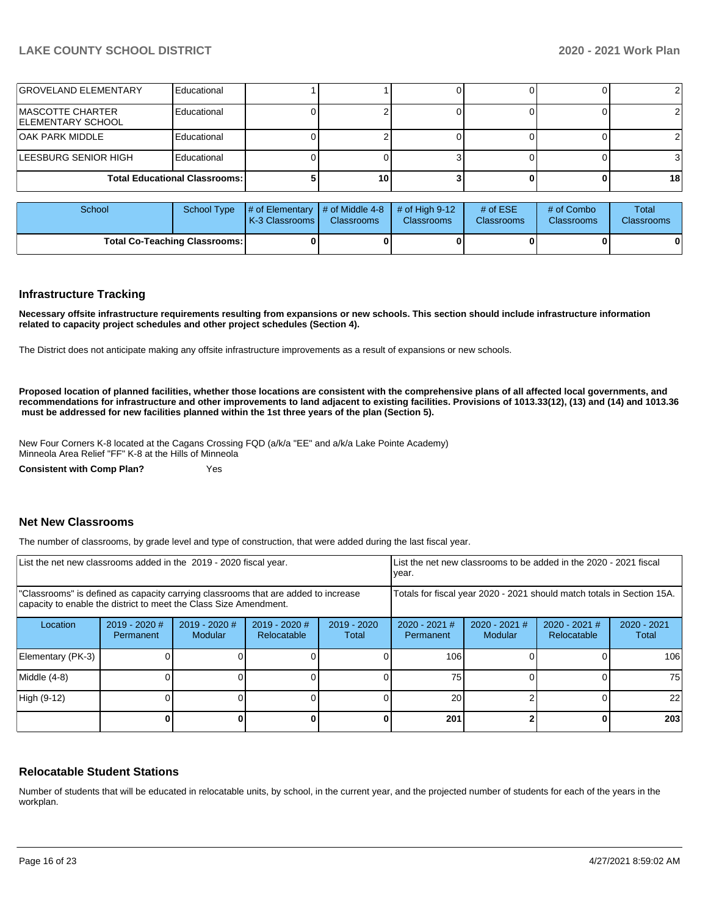| GROVELAND ELEMENTARY | Educational | 1 | 1 | 0 | 0 | 0 | 2 |
|---|---|---|---|---|---|---|---|
| MASCOTTE CHARTER ELEMENTARY SCHOOL | Educational | 0 | 2 | 0 | 0 | 0 | 2 |
| OAK PARK MIDDLE | Educational | 0 | 2 | 0 | 0 | 0 | 2 |
| LEESBURG SENIOR HIGH | Educational | 0 | 0 | 3 | 0 | 0 | 3 |
| **Total Educational Classrooms:** | | **5** | **10** | **3** | **0** | **0** | **18** |

| School | School Type | # of Elementary K-3 Classrooms | # of Middle 4-8 Classrooms | # of High 9-12 Classrooms | # of ESE Classrooms | # of Combo Classrooms | Total Classrooms |
|---|---|---|---|---|---|---|---|
| **Total Co-Teaching Classrooms:** | | **0** | **0** | **0** | **0** | **0** | **0** |

## Infrastructure Tracking

**Necessary offsite infrastructure requirements resulting from expansions or new schools. This section should include infrastructure information related to capacity project schedules and other project schedules (Section 4).**

The District does not anticipate making any offsite infrastructure improvements as a result of expansions or new schools.

**Proposed location of planned facilities, whether those locations are consistent with the comprehensive plans of all affected local governments, and recommendations for infrastructure and other improvements to land adjacent to existing facilities. Provisions of 1013.33(12), (13) and (14) and 1013.36 must be addressed for new facilities planned within the 1st three years of the plan (Section 5).**

New Four Corners K-8 located at the Cagans Crossing FQD (a/k/a "EE" and a/k/a Lake Pointe Academy)
Minneola Area Relief "FF" K-8 at the Hills of Minneola

**Consistent with Comp Plan?** Yes

## Net New Classrooms

The number of classrooms, by grade level and type of construction, that were added during the last fiscal year.

| List the net new classrooms added in the 2019 - 2020 fiscal year. | | | | | List the net new classrooms to be added in the 2020 - 2021 fiscal year. | | | |
|---|---|---|---|---|---|---|---|---|
| "Classrooms" is defined as capacity carrying classrooms that are added to increase capacity to enable the district to meet the Class Size Amendment. | | | | | Totals for fiscal year 2020 - 2021 should match totals in Section 15A. | | | |
| Location | 2019 - 2020 # Permanent | 2019 - 2020 # Modular | 2019 - 2020 # Relocatable | 2019 - 2020 Total | 2020 - 2021 # Permanent | 2020 - 2021 # Modular | 2020 - 2021 # Relocatable | 2020 - 2021 Total |
| Elementary (PK-3) | 0 | 0 | 0 | 0 | 106 | 0 | 0 | 106 |
| Middle (4-8) | 0 | 0 | 0 | 0 | 75 | 0 | 0 | 75 |
| High (9-12) | 0 | 0 | 0 | 0 | 20 | 2 | 0 | 22 |
| | **0** | **0** | **0** | **0** | **201** | **2** | **0** | **203** |

## Relocatable Student Stations

Number of students that will be educated in relocatable units, by school, in the current year, and the projected number of students for each of the years in the workplan.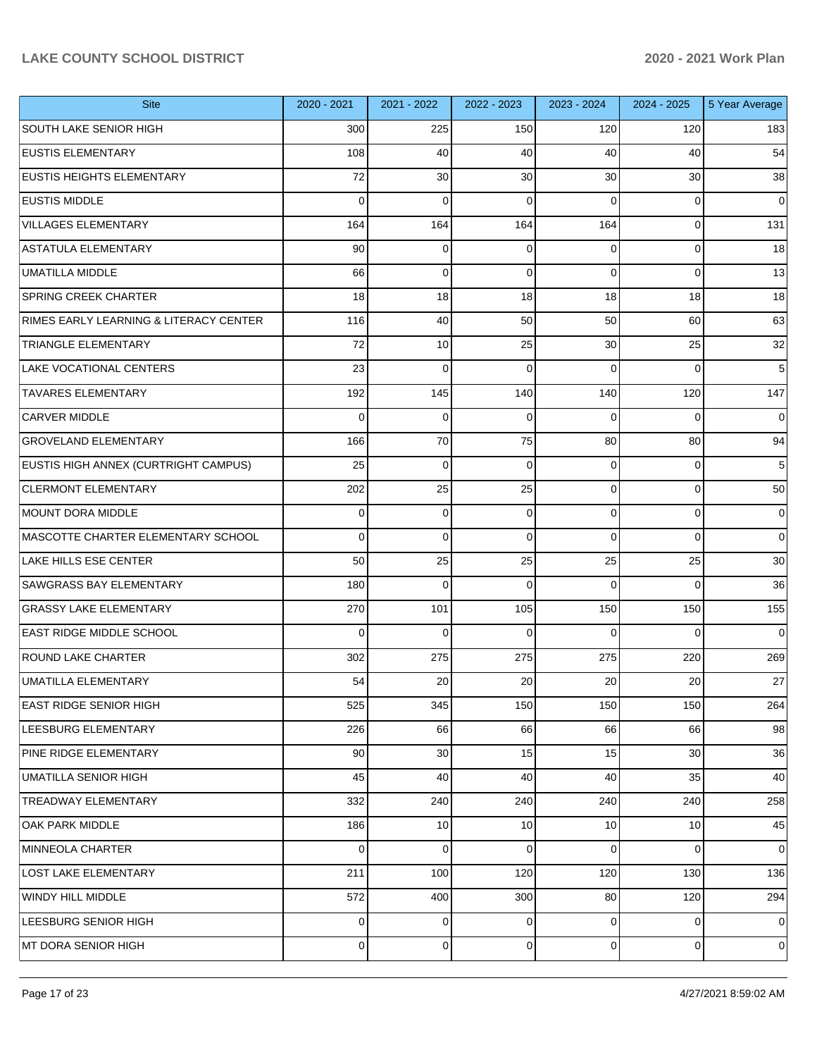| Site | 2020 - 2021 | 2021 - 2022 | 2022 - 2023 | 2023 - 2024 | 2024 - 2025 | 5 Year Average |
|---|---|---|---|---|---|---|
| SOUTH LAKE SENIOR HIGH | 300 | 225 | 150 | 120 | 120 | 183 |
| EUSTIS ELEMENTARY | 108 | 40 | 40 | 40 | 40 | 54 |
| EUSTIS HEIGHTS ELEMENTARY | 72 | 30 | 30 | 30 | 30 | 38 |
| EUSTIS MIDDLE | 0 | 0 | 0 | 0 | 0 | 0 |
| VILLAGES ELEMENTARY | 164 | 164 | 164 | 164 | 0 | 131 |
| ASTATULA ELEMENTARY | 90 | 0 | 0 | 0 | 0 | 18 |
| UMATILLA MIDDLE | 66 | 0 | 0 | 0 | 0 | 13 |
| SPRING CREEK CHARTER | 18 | 18 | 18 | 18 | 18 | 18 |
| RIMES EARLY LEARNING & LITERACY CENTER | 116 | 40 | 50 | 50 | 60 | 63 |
| TRIANGLE ELEMENTARY | 72 | 10 | 25 | 30 | 25 | 32 |
| LAKE VOCATIONAL CENTERS | 23 | 0 | 0 | 0 | 0 | 5 |
| TAVARES ELEMENTARY | 192 | 145 | 140 | 140 | 120 | 147 |
| CARVER MIDDLE | 0 | 0 | 0 | 0 | 0 | 0 |
| GROVELAND ELEMENTARY | 166 | 70 | 75 | 80 | 80 | 94 |
| EUSTIS HIGH ANNEX (CURTRIGHT CAMPUS) | 25 | 0 | 0 | 0 | 0 | 5 |
| CLERMONT ELEMENTARY | 202 | 25 | 25 | 0 | 0 | 50 |
| MOUNT DORA MIDDLE | 0 | 0 | 0 | 0 | 0 | 0 |
| MASCOTTE CHARTER ELEMENTARY SCHOOL | 0 | 0 | 0 | 0 | 0 | 0 |
| LAKE HILLS ESE CENTER | 50 | 25 | 25 | 25 | 25 | 30 |
| SAWGRASS BAY ELEMENTARY | 180 | 0 | 0 | 0 | 0 | 36 |
| GRASSY LAKE ELEMENTARY | 270 | 101 | 105 | 150 | 150 | 155 |
| EAST RIDGE MIDDLE SCHOOL | 0 | 0 | 0 | 0 | 0 | 0 |
| ROUND LAKE CHARTER | 302 | 275 | 275 | 275 | 220 | 269 |
| UMATILLA ELEMENTARY | 54 | 20 | 20 | 20 | 20 | 27 |
| EAST RIDGE SENIOR HIGH | 525 | 345 | 150 | 150 | 150 | 264 |
| LEESBURG ELEMENTARY | 226 | 66 | 66 | 66 | 66 | 98 |
| PINE RIDGE ELEMENTARY | 90 | 30 | 15 | 15 | 30 | 36 |
| UMATILLA SENIOR HIGH | 45 | 40 | 40 | 40 | 35 | 40 |
| TREADWAY ELEMENTARY | 332 | 240 | 240 | 240 | 240 | 258 |
| OAK PARK MIDDLE | 186 | 10 | 10 | 10 | 10 | 45 |
| MINNEOLA CHARTER | 0 | 0 | 0 | 0 | 0 | 0 |
| LOST LAKE ELEMENTARY | 211 | 100 | 120 | 120 | 130 | 136 |
| WINDY HILL MIDDLE | 572 | 400 | 300 | 80 | 120 | 294 |
| LEESBURG SENIOR HIGH | 0 | 0 | 0 | 0 | 0 | 0 |
| MT DORA SENIOR HIGH | 0 | 0 | 0 | 0 | 0 | 0 |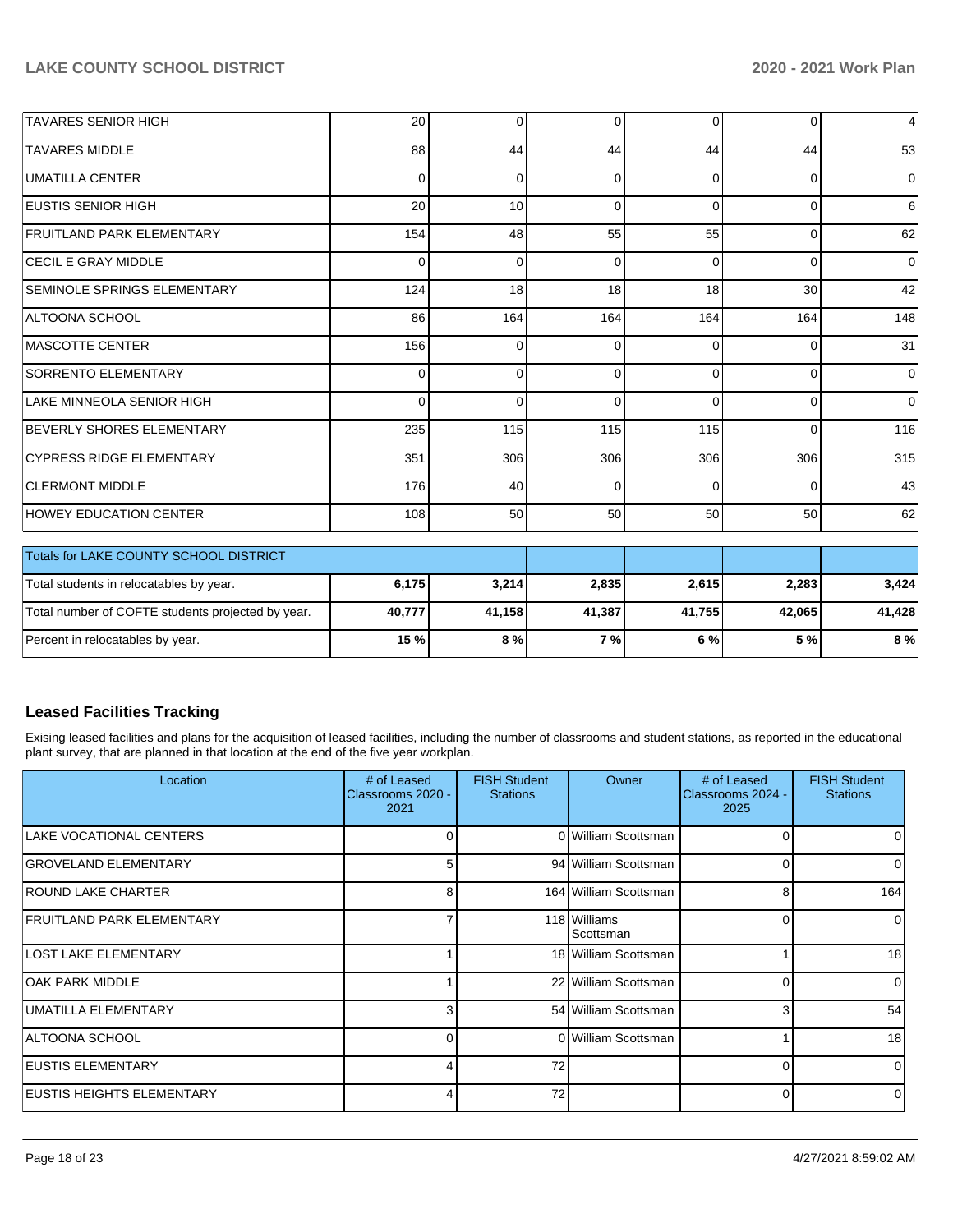| | | | | | | |
|---|---|---|---|---|---|---|
| TAVARES SENIOR HIGH | 20 | 0 | 0 | 0 | 0 | 4 |
| TAVARES MIDDLE | 88 | 44 | 44 | 44 | 44 | 53 |
| UMATILLA CENTER | 0 | 0 | 0 | 0 | 0 | 0 |
| EUSTIS SENIOR HIGH | 20 | 10 | 0 | 0 | 0 | 6 |
| FRUITLAND PARK ELEMENTARY | 154 | 48 | 55 | 55 | 0 | 62 |
| CECIL E GRAY MIDDLE | 0 | 0 | 0 | 0 | 0 | 0 |
| SEMINOLE SPRINGS ELEMENTARY | 124 | 18 | 18 | 18 | 30 | 42 |
| ALTOONA SCHOOL | 86 | 164 | 164 | 164 | 164 | 148 |
| MASCOTTE CENTER | 156 | 0 | 0 | 0 | 0 | 31 |
| SORRENTO ELEMENTARY | 0 | 0 | 0 | 0 | 0 | 0 |
| LAKE MINNEOLA SENIOR HIGH | 0 | 0 | 0 | 0 | 0 | 0 |
| BEVERLY SHORES ELEMENTARY | 235 | 115 | 115 | 115 | 0 | 116 |
| CYPRESS RIDGE ELEMENTARY | 351 | 306 | 306 | 306 | 306 | 315 |
| CLERMONT MIDDLE | 176 | 40 | 0 | 0 | 0 | 43 |
| HOWEY EDUCATION CENTER | 108 | 50 | 50 | 50 | 50 | 62 |

| Totals for LAKE COUNTY SCHOOL DISTRICT | | | | | | |
|---|---|---|---|---|---|---|
| Total students in relocatables by year. | **6,175** | **3,214** | **2,835** | **2,615** | **2,283** | **3,424** |
| Total number of COFTE students projected by year. | **40,777** | **41,158** | **41,387** | **41,755** | **42,065** | **41,428** |
| Percent in relocatables by year. | **15 %** | **8 %** | **7 %** | **6 %** | **5 %** | **8 %** |

## Leased Facilities Tracking

Exising leased facilities and plans for the acquisition of leased facilities, including the number of classrooms and student stations, as reported in the educational plant survey, that are planned in that location at the end of the five year workplan.

| Location | # of Leased Classrooms 2020 - 2021 | FISH Student Stations | Owner | # of Leased Classrooms 2024 - 2025 | FISH Student Stations |
|---|---|---|---|---|---|
| LAKE VOCATIONAL CENTERS | 0 | 0 | William Scottsman | 0 | 0 |
| GROVELAND ELEMENTARY | 5 | 94 | William Scottsman | 0 | 0 |
| ROUND LAKE CHARTER | 8 | 164 | William Scottsman | 8 | 164 |
| FRUITLAND PARK ELEMENTARY | 7 | 118 | Williams Scottsman | 0 | 0 |
| LOST LAKE ELEMENTARY | 1 | 18 | William Scottsman | 1 | 18 |
| OAK PARK MIDDLE | 1 | 22 | William Scottsman | 0 | 0 |
| UMATILLA ELEMENTARY | 3 | 54 | William Scottsman | 3 | 54 |
| ALTOONA SCHOOL | 0 | 0 | William Scottsman | 1 | 18 |
| EUSTIS ELEMENTARY | 4 | 72 | | 0 | 0 |
| EUSTIS HEIGHTS ELEMENTARY | 4 | 72 | | 0 | 0 |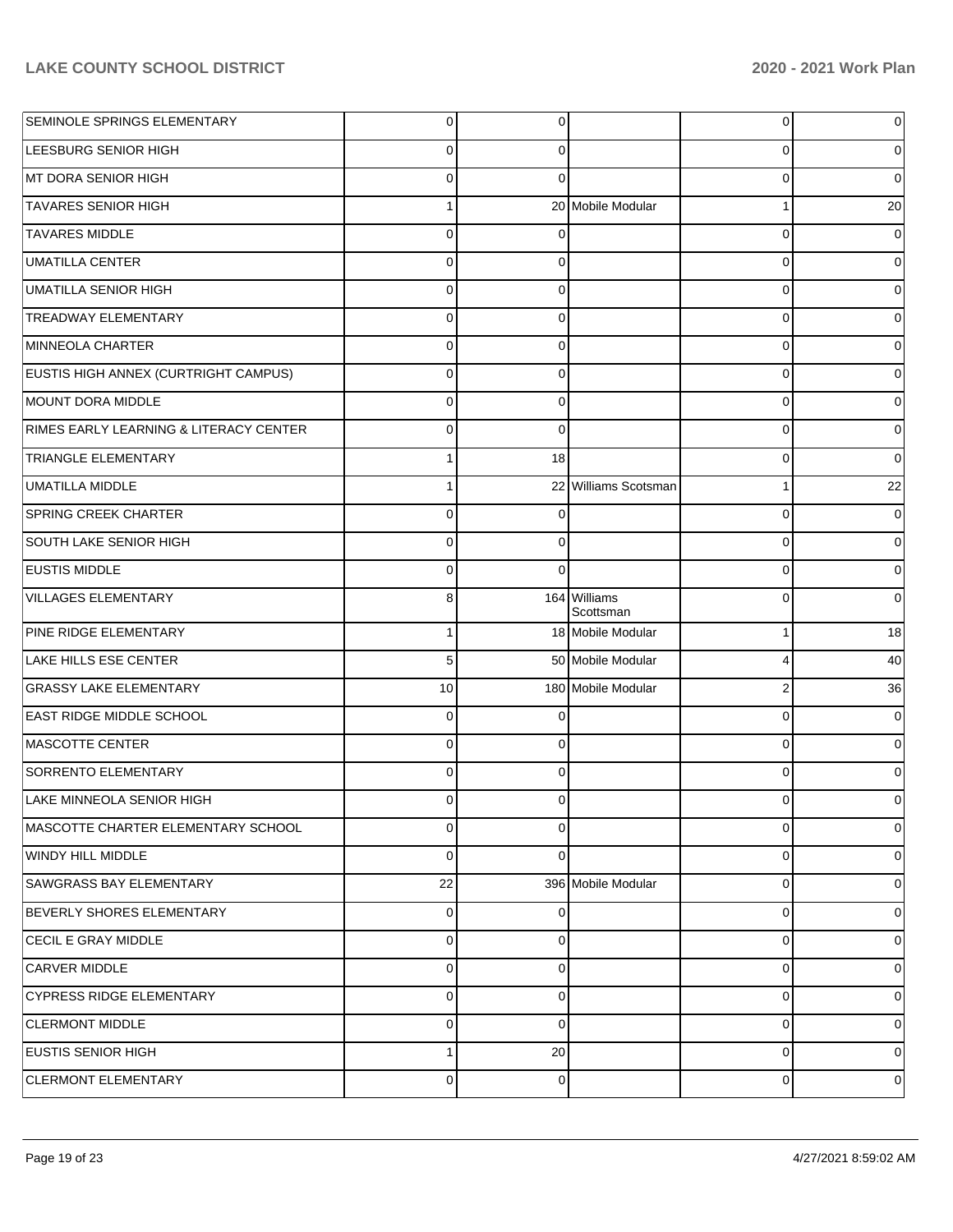| | | | | | |
|---|---|---|---|---|---|
| SEMINOLE SPRINGS ELEMENTARY | 0 | 0 | | 0 | 0 |
| LEESBURG SENIOR HIGH | 0 | 0 | | 0 | 0 |
| MT DORA SENIOR HIGH | 0 | 0 | | 0 | 0 |
| TAVARES SENIOR HIGH | 1 | 20 | Mobile Modular | 1 | 20 |
| TAVARES MIDDLE | 0 | 0 | | 0 | 0 |
| UMATILLA CENTER | 0 | 0 | | 0 | 0 |
| UMATILLA SENIOR HIGH | 0 | 0 | | 0 | 0 |
| TREADWAY ELEMENTARY | 0 | 0 | | 0 | 0 |
| MINNEOLA CHARTER | 0 | 0 | | 0 | 0 |
| EUSTIS HIGH ANNEX (CURTRIGHT CAMPUS) | 0 | 0 | | 0 | 0 |
| MOUNT DORA MIDDLE | 0 | 0 | | 0 | 0 |
| RIMES EARLY LEARNING & LITERACY CENTER | 0 | 0 | | 0 | 0 |
| TRIANGLE ELEMENTARY | 1 | 18 | | 0 | 0 |
| UMATILLA MIDDLE | 1 | 22 | Williams Scotsman | 1 | 22 |
| SPRING CREEK CHARTER | 0 | 0 | | 0 | 0 |
| SOUTH LAKE SENIOR HIGH | 0 | 0 | | 0 | 0 |
| EUSTIS MIDDLE | 0 | 0 | | 0 | 0 |
| VILLAGES ELEMENTARY | 8 | 164 | Williams Scottsman | 0 | 0 |
| PINE RIDGE ELEMENTARY | 1 | 18 | Mobile Modular | 1 | 18 |
| LAKE HILLS ESE CENTER | 5 | 50 | Mobile Modular | 4 | 40 |
| GRASSY LAKE ELEMENTARY | 10 | 180 | Mobile Modular | 2 | 36 |
| EAST RIDGE MIDDLE SCHOOL | 0 | 0 | | 0 | 0 |
| MASCOTTE CENTER | 0 | 0 | | 0 | 0 |
| SORRENTO ELEMENTARY | 0 | 0 | | 0 | 0 |
| LAKE MINNEOLA SENIOR HIGH | 0 | 0 | | 0 | 0 |
| MASCOTTE CHARTER ELEMENTARY SCHOOL | 0 | 0 | | 0 | 0 |
| WINDY HILL MIDDLE | 0 | 0 | | 0 | 0 |
| SAWGRASS BAY ELEMENTARY | 22 | 396 | Mobile Modular | 0 | 0 |
| BEVERLY SHORES ELEMENTARY | 0 | 0 | | 0 | 0 |
| CECIL E GRAY MIDDLE | 0 | 0 | | 0 | 0 |
| CARVER MIDDLE | 0 | 0 | | 0 | 0 |
| CYPRESS RIDGE ELEMENTARY | 0 | 0 | | 0 | 0 |
| CLERMONT MIDDLE | 0 | 0 | | 0 | 0 |
| EUSTIS SENIOR HIGH | 1 | 20 | | 0 | 0 |
| CLERMONT ELEMENTARY | 0 | 0 | | 0 | 0 |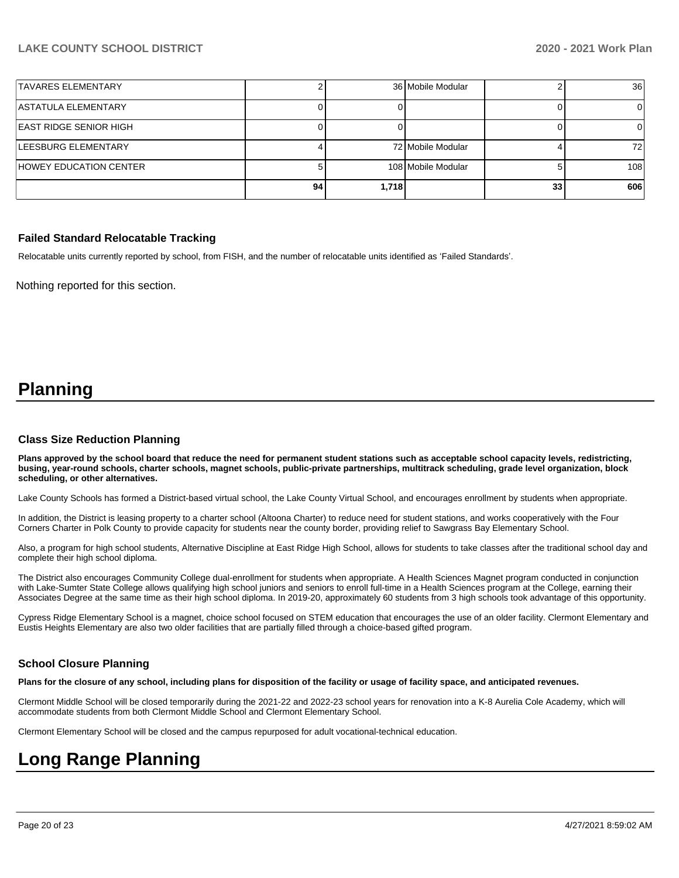| | | | | | |
|---|---|---|---|---|---|
| TAVARES ELEMENTARY | 2 | 36 | Mobile Modular | 2 | 36 |
| ASTATULA ELEMENTARY | 0 | 0 | | 0 | 0 |
| EAST RIDGE SENIOR HIGH | 0 | 0 | | 0 | 0 |
| LEESBURG ELEMENTARY | 4 | 72 | Mobile Modular | 4 | 72 |
| HOWEY EDUCATION CENTER | 5 | 108 | Mobile Modular | 5 | 108 |
| | **94** | **1,718** | | **33** | **606** |

### Failed Standard Relocatable Tracking

Relocatable units currently reported by school, from FISH, and the number of relocatable units identified as 'Failed Standards'.

Nothing reported for this section.

# Planning

### Class Size Reduction Planning

**Plans approved by the school board that reduce the need for permanent student stations such as acceptable school capacity levels, redistricting, busing, year-round schools, charter schools, magnet schools, public-private partnerships, multitrack scheduling, grade level organization, block scheduling, or other alternatives.**

Lake County Schools has formed a District-based virtual school, the Lake County Virtual School, and encourages enrollment by students when appropriate.

In addition, the District is leasing property to a charter school (Altoona Charter) to reduce need for student stations, and works cooperatively with the Four Corners Charter in Polk County to provide capacity for students near the county border, providing relief to Sawgrass Bay Elementary School.

Also, a program for high school students, Alternative Discipline at East Ridge High School, allows for students to take classes after the traditional school day and complete their high school diploma.

The District also encourages Community College dual-enrollment for students when appropriate. A Health Sciences Magnet program conducted in conjunction with Lake-Sumter State College allows qualifying high school juniors and seniors to enroll full-time in a Health Sciences program at the College, earning their Associates Degree at the same time as their high school diploma. In 2019-20, approximately 60 students from 3 high schools took advantage of this opportunity.

Cypress Ridge Elementary School is a magnet, choice school focused on STEM education that encourages the use of an older facility. Clermont Elementary and Eustis Heights Elementary are also two older facilities that are partially filled through a choice-based gifted program.

### School Closure Planning

**Plans for the closure of any school, including plans for disposition of the facility or usage of facility space, and anticipated revenues.**

Clermont Middle School will be closed temporarily during the 2021-22 and 2022-23 school years for renovation into a K-8 Aurelia Cole Academy, which will accommodate students from both Clermont Middle School and Clermont Elementary School.

Clermont Elementary School will be closed and the campus repurposed for adult vocational-technical education.

# Long Range Planning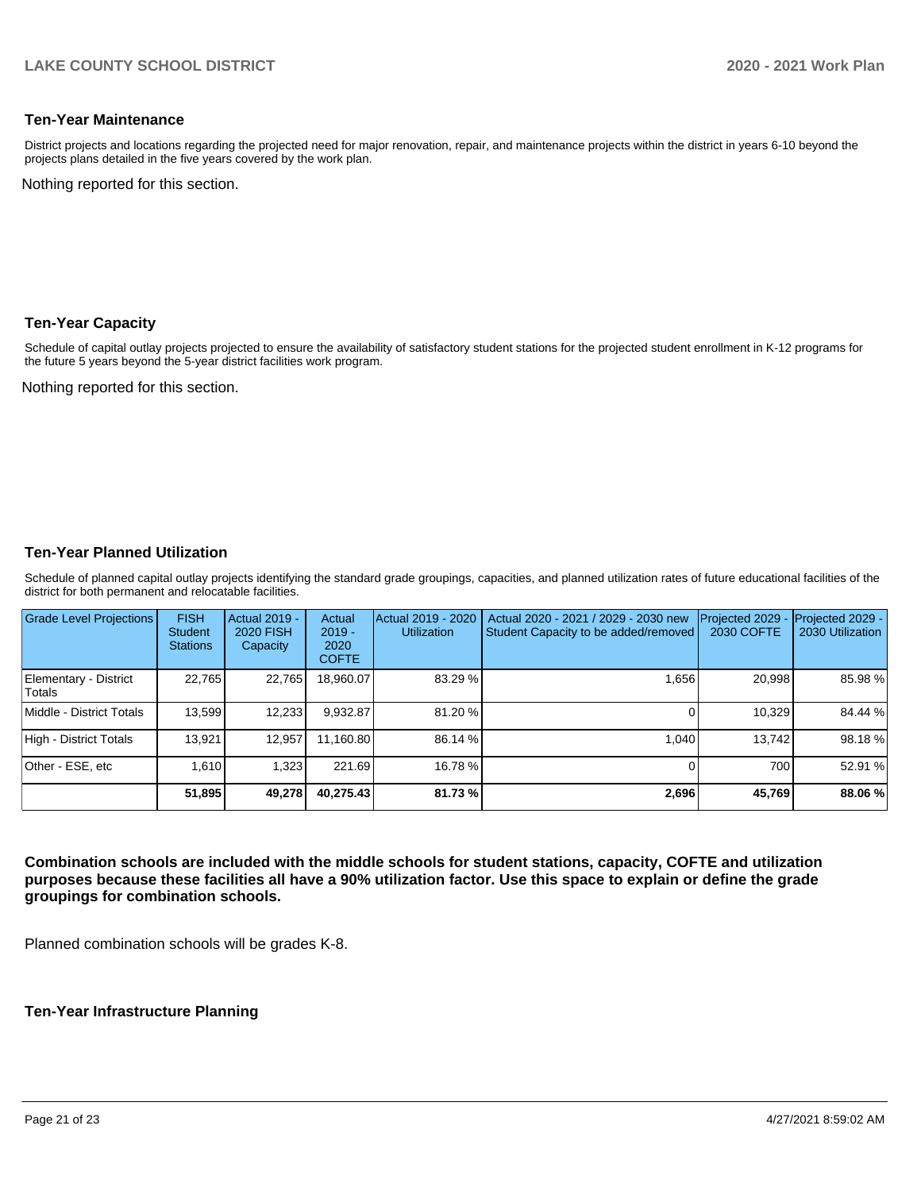### Ten-Year Maintenance

District projects and locations regarding the projected need for major renovation, repair, and maintenance projects within the district in years 6-10 beyond the projects plans detailed in the five years covered by the work plan.

Nothing reported for this section.

### Ten-Year Capacity

Schedule of capital outlay projects projected to ensure the availability of satisfactory student stations for the projected student enrollment in K-12 programs for the future 5 years beyond the 5-year district facilities work program.

Nothing reported for this section.

### Ten-Year Planned Utilization

Schedule of planned capital outlay projects identifying the standard grade groupings, capacities, and planned utilization rates of future educational facilities of the district for both permanent and relocatable facilities.

| Grade Level Projections | FISH Student Stations | Actual 2019 - 2020 FISH Capacity | Actual 2019 - 2020 COFTE | Actual 2019 - 2020 Utilization | Actual 2020 - 2021 / 2029 - 2030 new Student Capacity to be added/removed | Projected 2029 - 2030 COFTE | Projected 2029 - 2030 Utilization |
|---|---|---|---|---|---|---|---|
| Elementary - District Totals | 22,765 | 22,765 | 18,960.07 | 83.29 % | 1,656 | 20,998 | 85.98 % |
| Middle - District Totals | 13,599 | 12,233 | 9,932.87 | 81.20 % | 0 | 10,329 | 84.44 % |
| High - District Totals | 13,921 | 12,957 | 11,160.80 | 86.14 % | 1,040 | 13,742 | 98.18 % |
| Other - ESE, etc | 1,610 | 1,323 | 221.69 | 16.78 % | 0 | 700 | 52.91 % |
| | **51,895** | **49,278** | **40,275.43** | **81.73 %** | **2,696** | **45,769** | **88.06 %** |

**Combination schools are included with the middle schools for student stations, capacity, COFTE and utilization purposes because these facilities all have a 90% utilization factor. Use this space to explain or define the grade groupings for combination schools.**

Planned combination schools will be grades K-8.

### Ten-Year Infrastructure Planning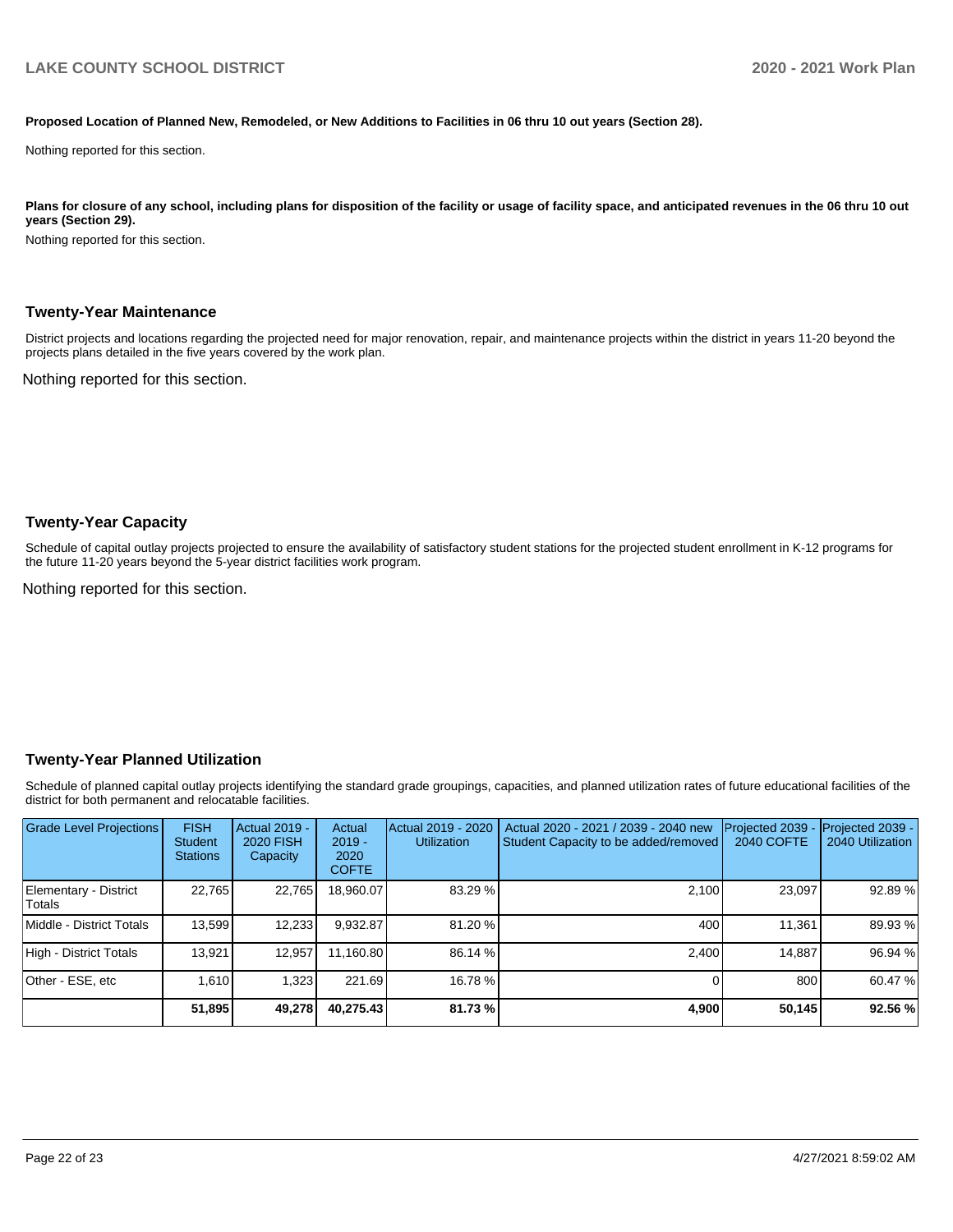**Proposed Location of Planned New, Remodeled, or New Additions to Facilities in 06 thru 10 out years (Section 28).**

Nothing reported for this section.

**Plans for closure of any school, including plans for disposition of the facility or usage of facility space, and anticipated revenues in the 06 thru 10 out years (Section 29).**

Nothing reported for this section.

## Twenty-Year Maintenance

District projects and locations regarding the projected need for major renovation, repair, and maintenance projects within the district in years 11-20 beyond the projects plans detailed in the five years covered by the work plan.

Nothing reported for this section.

## Twenty-Year Capacity

Schedule of capital outlay projects projected to ensure the availability of satisfactory student stations for the projected student enrollment in K-12 programs for the future 11-20 years beyond the 5-year district facilities work program.

Nothing reported for this section.

## Twenty-Year Planned Utilization

Schedule of planned capital outlay projects identifying the standard grade groupings, capacities, and planned utilization rates of future educational facilities of the district for both permanent and relocatable facilities.

| Grade Level Projections | FISH Student Stations | Actual 2019 - 2020 FISH Capacity | Actual 2019 - 2020 COFTE | Actual 2019 - 2020 Utilization | Actual 2020 - 2021 / 2039 - 2040 new Student Capacity to be added/removed | Projected 2039 - 2040 COFTE | Projected 2039 - 2040 Utilization |
|---|---|---|---|---|---|---|---|
| Elementary - District Totals | 22,765 | 22,765 | 18,960.07 | 83.29 % | 2,100 | 23,097 | 92.89 % |
| Middle - District Totals | 13,599 | 12,233 | 9,932.87 | 81.20 % | 400 | 11,361 | 89.93 % |
| High - District Totals | 13,921 | 12,957 | 11,160.80 | 86.14 % | 2,400 | 14,887 | 96.94 % |
| Other - ESE, etc | 1,610 | 1,323 | 221.69 | 16.78 % | 0 | 800 | 60.47 % |
| | **51,895** | **49,278** | **40,275.43** | **81.73 %** | **4,900** | **50,145** | **92.56 %** |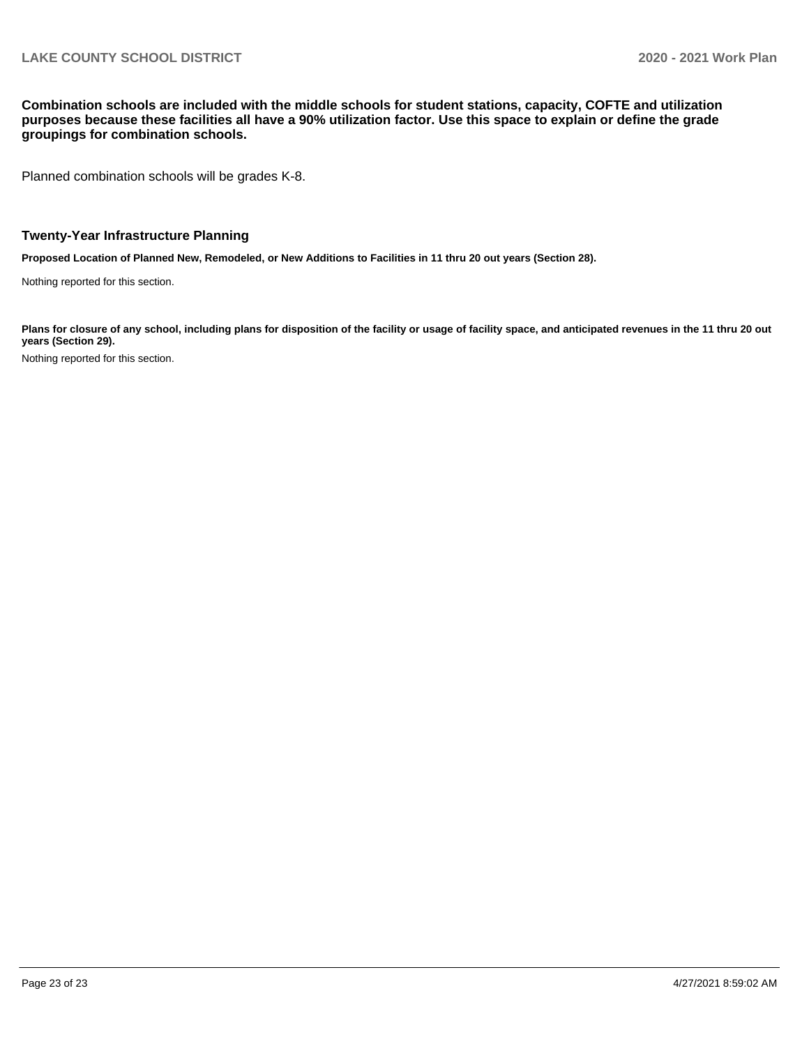**Combination schools are included with the middle schools for student stations, capacity, COFTE and utilization purposes because these facilities all have a 90% utilization factor. Use this space to explain or define the grade groupings for combination schools.**

Planned combination schools will be grades K-8.

## Twenty-Year Infrastructure Planning

**Proposed Location of Planned New, Remodeled, or New Additions to Facilities in 11 thru 20 out years (Section 28).**

Nothing reported for this section.

**Plans for closure of any school, including plans for disposition of the facility or usage of facility space, and anticipated revenues in the 11 thru 20 out years (Section 29).**

Nothing reported for this section.